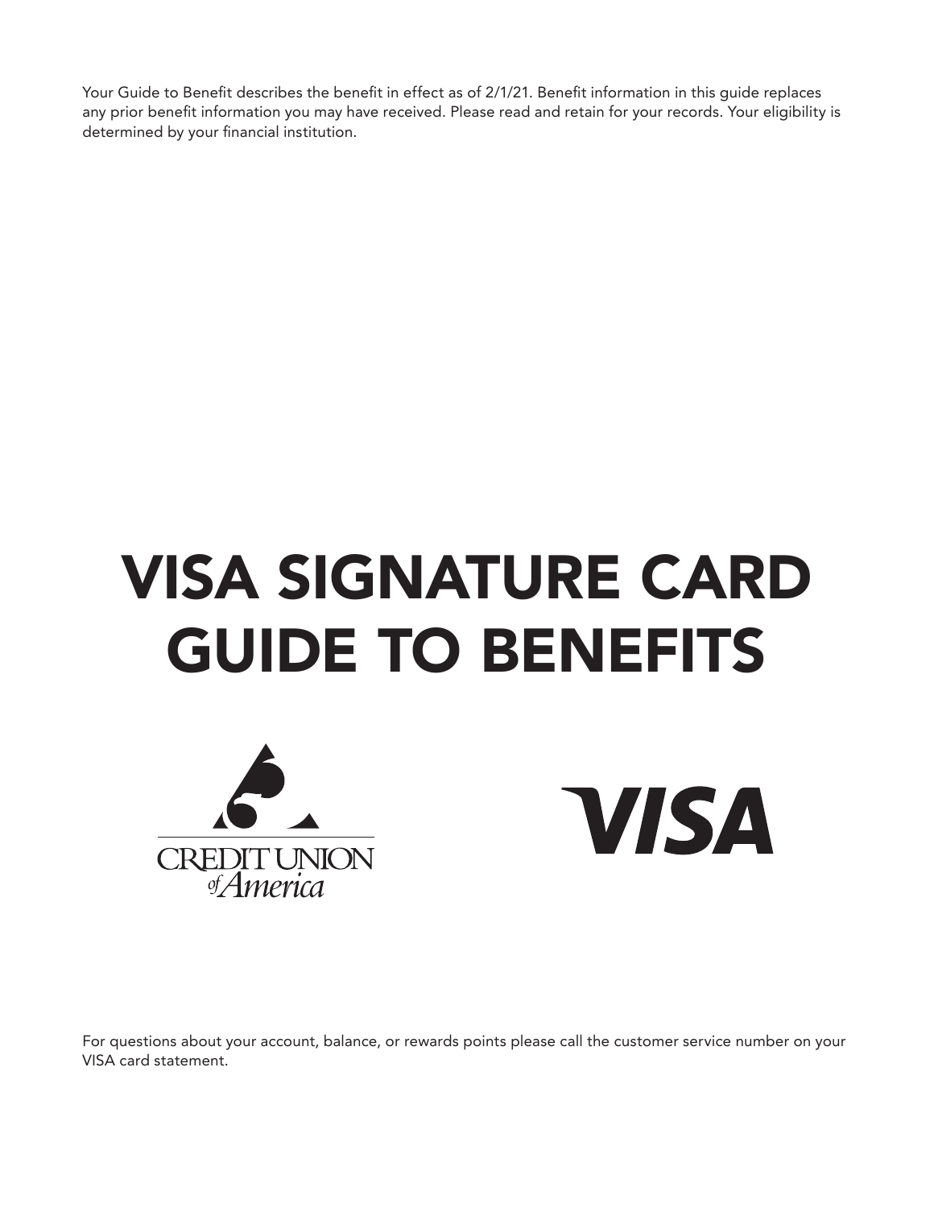Your Guide to Benefit describes the benefit in effect as of 2/1/21. Benefit information in this guide replaces any prior benefit information you may have received. Please read and retain for your records. Your eligibility is determined by your financial institution.

# VISA SIGNATURE CARD GUIDE TO BENEFITS

CREDIT UNION of America

VISA

For questions about your account, balance, or rewards points please call the customer service number on your VISA card statement.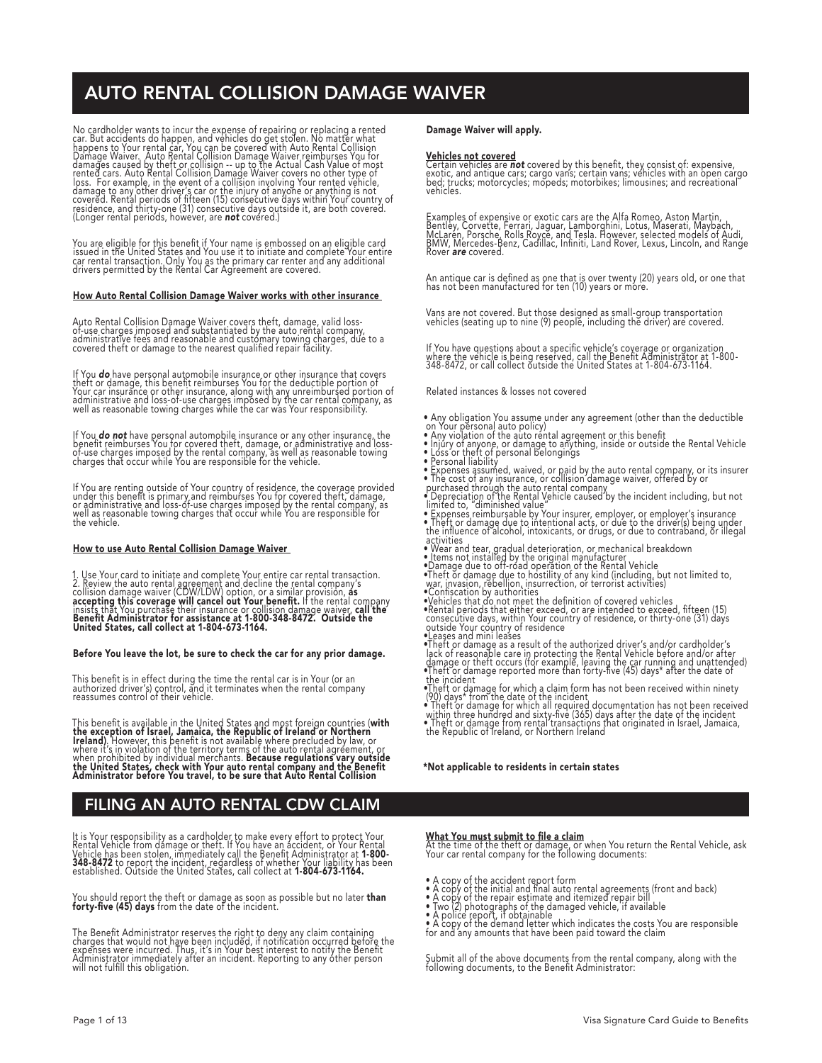# AUTO RENTAL COLLISION DAMAGE WAIVER

No cardholder wants to incur the expense of repairing or replacing a rented car. But accidents do happen, and vehicles do get stolen. No matter what happens to Your rental car, You can be covered with Auto Rental Collision Damage Waiver. Auto Rental Collision Damage Waiver reimburses You for damages caused by theft or collision -- up to the Actual Cash Value of most rented cars. Auto Rental Collision Damage Waiver covers no other type of loss. For example, in the event of a collision involving Your rented vehicle, damage to any other driver's car or the injury of anyone or anything is not covered. Rental periods of fifteen (15) consecutive days within Your country of residence, and thirty-one (31) consecutive days outside it, are both covered. (Longer rental periods, however, are ***not*** covered.)

You are eligible for this benefit if Your name is embossed on an eligible card issued in the United States and You use it to initiate and complete Your entire car rental transaction. Only You as the primary car renter and any additional drivers permitted by the Rental Car Agreement are covered.

**How Auto Rental Collision Damage Waiver works with other insurance**

Auto Rental Collision Damage Waiver covers theft, damage, valid loss-of-use charges imposed and substantiated by the auto rental company, administrative fees and reasonable and customary towing charges, due to a covered theft or damage to the nearest qualified repair facility.

If You ***do*** have personal automobile insurance or other insurance that covers theft or damage, this benefit reimburses You for the deductible portion of Your car insurance or other insurance, along with any unreimbursed portion of administrative and loss-of-use charges imposed by the car rental company, as well as reasonable towing charges while the car was Your responsibility.

If You ***do not*** have personal automobile insurance or any other insurance, the benefit reimburses You for covered theft, damage, or administrative and loss-of-use charges imposed by the rental company, as well as reasonable towing charges that occur while You are responsible for the vehicle.

If You are renting outside of Your country of residence, the coverage provided under this benefit is primary and reimburses You for covered theft, damage, or administrative and loss-of-use charges imposed by the rental company, as well as reasonable towing charges that occur while You are responsible for the vehicle.

**How to use Auto Rental Collision Damage Waiver**

1. Use Your card to initiate and complete Your entire car rental transaction.
2. Review the auto rental agreement and decline the rental company's collision damage waiver (CDW/LDW) option, or a similar provision, **as accepting this coverage will cancel out Your benefit.** If the rental company insists that You purchase their insurance or collision damage waiver, **call the Benefit Administrator for assistance at 1-800-348-8472. Outside the United States, call collect at 1-804-673-1164.**

**Before You leave the lot, be sure to check the car for any prior damage.**

This benefit is in effect during the time the rental car is in Your (or an authorized driver's) control, and it terminates when the rental company reassumes control of their vehicle.

This benefit is available in the United States and most foreign countries (**with the exception of Israel, Jamaica, the Republic of Ireland or Northern Ireland**). However, this benefit is not available where precluded by law, or where it's in violation of the territory terms of the auto rental agreement, or when prohibited by individual merchants. **Because regulations vary outside the United States, check with Your auto rental company and the Benefit Administrator before You travel, to be sure that Auto Rental Collision Damage Waiver will apply.**

**Vehicles not covered**
Certain vehicles are ***not*** covered by this benefit, they consist of: expensive, exotic, and antique cars; cargo vans; certain vans; vehicles with an open cargo bed; trucks; motorcycles; mopeds; motorbikes; limousines; and recreational vehicles.

Examples of expensive or exotic cars are the Alfa Romeo, Aston Martin, Bentley, Corvette, Ferrari, Jaguar, Lamborghini, Lotus, Maserati, Maybach, McLaren, Porsche, Rolls Royce, and Tesla. However, selected models of Audi, BMW, Mercedes-Benz, Cadillac, Infiniti, Land Rover, Lexus, Lincoln, and Range Rover ***are*** covered.

An antique car is defined as one that is over twenty (20) years old, or one that has not been manufactured for ten (10) years or more.

Vans are not covered. But those designed as small-group transportation vehicles (seating up to nine (9) people, including the driver) are covered.

If You have questions about a specific vehicle's coverage or organization where the vehicle is being reserved, call the Benefit Administrator at 1-800-348-8472, or call collect outside the United States at 1-804-673-1164.

Related instances & losses not covered

- Any obligation You assume under any agreement (other than the deductible on Your personal auto policy)
- Any violation of the auto rental agreement or this benefit
- Injury of anyone, or damage to anything, inside or outside the Rental Vehicle
- Loss or theft of personal belongings
- Personal liability
- Expenses assumed, waived, or paid by the auto rental company, or its insurer
- The cost of any insurance, or collision damage waiver, offered by or purchased through the auto rental company
- Depreciation of the Rental Vehicle caused by the incident including, but not limited to, "diminished value"
- Expenses reimbursable by Your insurer, employer, or employer's insurance
- Theft or damage due to intentional acts, or due to the driver(s) being under the influence of alcohol, intoxicants, or drugs, or due to contraband, or illegal activities
- Wear and tear, gradual deterioration, or mechanical breakdown
- Items not installed by the original manufacturer
- Damage due to off-road operation of the Rental Vehicle
- Theft or damage due to hostility of any kind (including, but not limited to, war, invasion, rebellion, insurrection, or terrorist activities)
- Confiscation by authorities
- Vehicles that do not meet the definition of covered vehicles
- Rental periods that either exceed, or are intended to exceed, fifteen (15) consecutive days, within Your country of residence, or thirty-one (31) days outside Your country of residence
- Leases and mini leases
- Theft or damage as a result of the authorized driver's and/or cardholder's lack of reasonable care in protecting the Rental Vehicle before and/or after damage or theft occurs (for example, leaving the car running and unattended)
- Theft or damage reported more than forty-five (45) days* after the date of the incident
- Theft or damage for which a claim form has not been received within ninety (90) days* from the date of the incident
- Theft or damage for which all required documentation has not been received within three hundred and sixty-five (365) days after the date of the incident
- Theft or damage from rental transactions that originated in Israel, Jamaica, the Republic of Ireland, or Northern Ireland

**\*Not applicable to residents in certain states**

# FILING AN AUTO RENTAL CDW CLAIM

It is Your responsibility as a cardholder to make every effort to protect Your Rental Vehicle from damage or theft. If You have an accident, or Your Rental Vehicle has been stolen, immediately call the Benefit Administrator at **1-800-348-8472** to report the incident, regardless of whether Your liability has been established. Outside the United States, call collect at **1-804-673-1164.**

You should report the theft or damage as soon as possible but no later **than forty-five (45) days** from the date of the incident.

The Benefit Administrator reserves the right to deny any claim containing charges that would not have been included, if notification occurred before the expenses were incurred. Thus, it's in Your best interest to notify the Benefit Administrator immediately after an incident. Reporting to any other person will not fulfill this obligation.

**What You must submit to file a claim**
At the time of the theft or damage, or when You return the Rental Vehicle, ask Your car rental company for the following documents:

- A copy of the accident report form
- A copy of the initial and final auto rental agreements (front and back)
- A copy of the repair estimate and itemized repair bill
- Two (2) photographs of the damaged vehicle, if available
- A police report, if obtainable
- A copy of the demand letter which indicates the costs You are responsible for and any amounts that have been paid toward the claim

Submit all of the above documents from the rental company, along with the following documents, to the Benefit Administrator: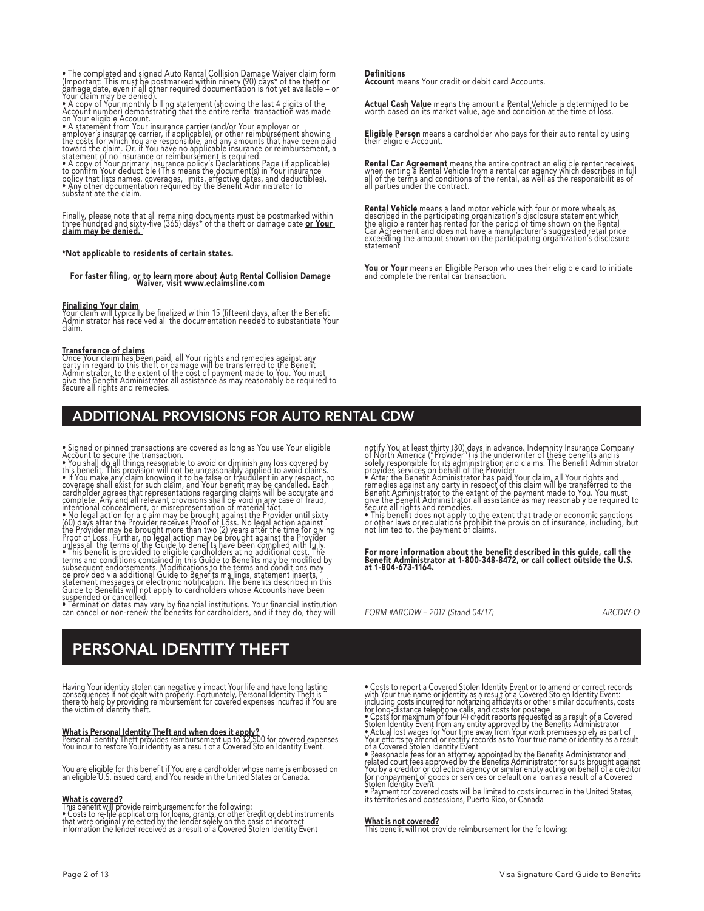- The completed and signed Auto Rental Collision Damage Waiver claim form (Important: This must be postmarked within ninety (90) days* of the theft or damage date, even if all other required documentation is not yet available – or Your claim may be denied).
- A copy of Your monthly billing statement (showing the last 4 digits of the Account number) demonstrating that the entire rental transaction was made on Your eligible Account.
- A statement from Your insurance carrier (and/or Your employer or employer's insurance carrier, if applicable), or other reimbursement showing the costs for which You are responsible, and any amounts that have been paid toward the claim. Or, if You have no applicable insurance or reimbursement, a statement of no insurance or reimbursement is required.
- A copy of Your primary insurance policy's Declarations Page (if applicable) to confirm Your deductible (This means the document(s) in Your insurance policy that lists names, coverages, limits, effective dates, and deductibles).
- Any other documentation required by the Benefit Administrator to substantiate the claim.

Finally, please note that all remaining documents must be postmarked within three hundred and sixty-five (365) days* of the theft or damage date **or Your claim may be denied.**

**\*Not applicable to residents of certain states.**

**For faster filing, or to learn more about Auto Rental Collision Damage Waiver, visit www.eclaimsline.com**

**Finalizing Your claim**
Your claim will typically be finalized within 15 (fifteen) days, after the Benefit Administrator has received all the documentation needed to substantiate Your claim.

**Transference of claims**
Once Your claim has been paid, all Your rights and remedies against any party in regard to this theft or damage will be transferred to the Benefit Administrator, to the extent of the cost of payment made to You. You must give the Benefit Administrator all assistance as may reasonably be required to secure all rights and remedies.

**Definitions**
**Account** means Your credit or debit card Accounts.

**Actual Cash Value** means the amount a Rental Vehicle is determined to be worth based on its market value, age and condition at the time of loss.

**Eligible Person** means a cardholder who pays for their auto rental by using their eligible Account.

**Rental Car Agreement** means the entire contract an eligible renter receives when renting a Rental Vehicle from a rental car agency which describes in full all of the terms and conditions of the rental, as well as the responsibilities of all parties under the contract.

**Rental Vehicle** means a land motor vehicle with four or more wheels as described in the participating organization's disclosure statement which the eligible renter has rented for the period of time shown on the Rental Car Agreement and does not have a manufacturer's suggested retail price exceeding the amount shown on the participating organization's disclosure statement

**You or Your** means an Eligible Person who uses their eligible card to initiate and complete the rental car transaction.

## ADDITIONAL PROVISIONS FOR AUTO RENTAL CDW

- Signed or pinned transactions are covered as long as You use Your eligible Account to secure the transaction.
- You shall do all things reasonable to avoid or diminish any loss covered by this benefit. This provision will not be unreasonably applied to avoid claims.
- If You make any claim knowing it to be false or fraudulent in any respect, no coverage shall exist for such claim, and Your benefit may be cancelled. Each cardholder agrees that representations regarding claims will be accurate and complete. Any and all relevant provisions shall be void in any case of fraud, intentional concealment, or misrepresentation of material fact.
- No legal action for a claim may be brought against the Provider until sixty (60) days after the Provider receives Proof of Loss. No legal action against the Provider may be brought more than two (2) years after the time for giving Proof of Loss. Further, no legal action may be brought against the Provider unless all the terms of the Guide to Benefits have been complied with fully.
- This benefit is provided to eligible cardholders at no additional cost. The terms and conditions contained in this Guide to Benefits may be modified by subsequent endorsements. Modifications to the terms and conditions may be provided via additional Guide to Benefits mailings, statement inserts, statement messages or electronic notification. The benefits described in this Guide to Benefits will not apply to cardholders whose Accounts have been suspended or cancelled.
- Termination dates may vary by financial institutions. Your financial institution can cancel or non-renew the benefits for cardholders, and if they do, they will notify You at least thirty (30) days in advance. Indemnity Insurance Company of North America ("Provider") is the underwriter of these benefits and is solely responsible for its administration and claims. The Benefit Administrator provides services on behalf of the Provider.
- After the Benefit Administrator has paid Your claim, all Your rights and remedies against any party in respect of this claim will be transferred to the Benefit Administrator to the extent of the payment made to You. You must give the Benefit Administrator all assistance as may reasonably be required to secure all rights and remedies.
- This benefit does not apply to the extent that trade or economic sanctions or other laws or regulations prohibit the provision of insurance, including, but not limited to, the payment of claims.

**For more information about the benefit described in this guide, call the Benefit Administrator at 1-800-348-8472, or call collect outside the U.S. at 1-804-673-1164.**

*FORM #ARCDW – 2017 (Stand 04/17)* ARCDW-O

## PERSONAL IDENTITY THEFT

Having Your identity stolen can negatively impact Your life and have long lasting consequences if not dealt with properly. Fortunately, Personal Identity Theft is there to help by providing reimbursement for covered expenses incurred if You are the victim of identity theft.

**What is Personal Identity Theft and when does it apply?**
Personal Identity Theft provides reimbursement up to $2,500 for covered expenses You incur to restore Your identity as a result of a Covered Stolen Identity Event.

You are eligible for this benefit if You are a cardholder whose name is embossed on an eligible U.S. issued card, and You reside in the United States or Canada.

**What is covered?**
This benefit will provide reimbursement for the following:

- Costs to re-file applications for loans, grants, or other credit or debt instruments that were originally rejected by the lender solely on the basis of incorrect information the lender received as a result of a Covered Stolen Identity Event
- Costs to report a Covered Stolen Identity Event or to amend or correct records with Your true name or identity as a result of a Covered Stolen Identity Event: including costs incurred for notarizing affidavits or other similar documents, costs for long-distance telephone calls, and costs for postage
- Costs for maximum of four (4) credit reports requested as a result of a Covered Stolen Identity Event from any entity approved by the Benefits Administrator
- Actual lost wages for Your time away from Your work premises solely as part of Your efforts to amend or rectify records as to Your true name or identity as a result of a Covered Stolen Identity Event
- Reasonable fees for an attorney appointed by the Benefits Administrator and related court fees approved by the Benefits Administrator for suits brought against You by a creditor or collection agency or similar entity acting on behalf of a creditor for nonpayment of goods or services or default on a loan as a result of a Covered Stolen Identity Event
- Payment for covered costs will be limited to costs incurred in the United States, its territories and possessions, Puerto Rico, or Canada

**What is not covered?**
This benefit will not provide reimbursement for the following: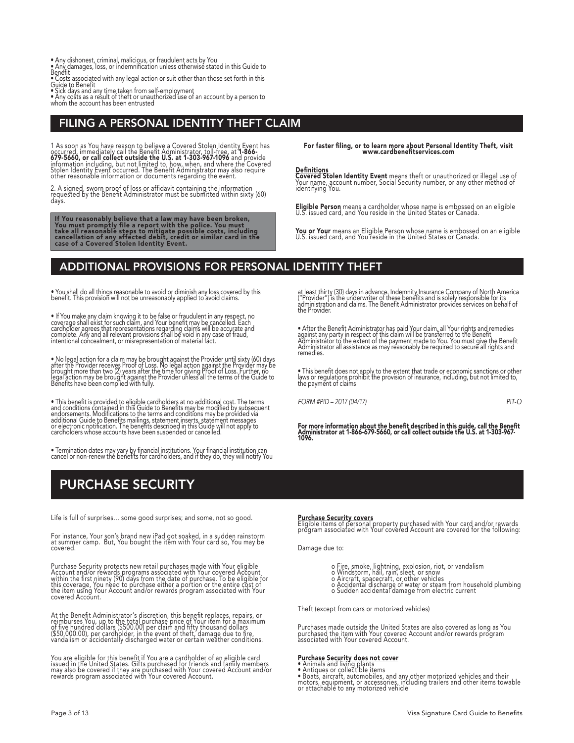- Any dishonest, criminal, malicious, or fraudulent acts by You
- Any damages, loss, or indemnification unless otherwise stated in this Guide to Benefit
- Costs associated with any legal action or suit other than those set forth in this Guide to Benefit
- Sick days and any time taken from self-employment
- Any costs as a result of theft or unauthorized use of an account by a person to whom the account has been entrusted

## FILING A PERSONAL IDENTITY THEFT CLAIM

1 As soon as You have reason to believe a Covered Stolen Identity Event has occurred, immediately call the Benefit Administrator, toll-free, at **1-866-679-5660, or call collect outside the U.S. at 1-303-967-1096** and provide information including, but not limited to, how, when, and where the Covered Stolen Identity Event occurred. The Benefit Administrator may also require other reasonable information or documents regarding the event.

2. A signed, sworn proof of loss or affidavit containing the information requested by the Benefit Administrator must be submitted within sixty (60) days.

**If You reasonably believe that a law may have been broken, You must promptly file a report with the police. You must take all reasonable steps to mitigate possible costs, including cancellation of any affected debit, credit or similar card in the case of a Covered Stolen Identity Event.**

**For faster filing, or to learn more about Personal Identity Theft, visit www.cardbenefitservices.com**

**Definitions**

**Covered Stolen Identity Event** means theft or unauthorized or illegal use of Your name, account number, Social Security number, or any other method of identifying You.

**Eligible Person** means a cardholder whose name is embossed on an eligible U.S. issued card, and You reside in the United States or Canada.

**You or Your** means an Eligible Person whose name is embossed on an eligible U.S. issued card, and You reside in the United States or Canada.

## ADDITIONAL PROVISIONS FOR PERSONAL IDENTITY THEFT

- You shall do all things reasonable to avoid or diminish any loss covered by this benefit. This provision will not be unreasonably applied to avoid claims.
- If You make any claim knowing it to be false or fraudulent in any respect, no coverage shall exist for such claim, and Your benefit may be cancelled. Each cardholder agrees that representations regarding claims will be accurate and complete. Any and all relevant provisions shall be void in any case of fraud, intentional concealment, or misrepresentation of material fact.
- No legal action for a claim may be brought against the Provider until sixty (60) days after the Provider receives Proof of Loss. No legal action against the Provider may be brought more than two (2) years after the time for giving Proof of Loss. Further, no legal action may be brought against the Provider unless all the terms of the Guide to Benefits have been complied with fully.
- This benefit is provided to eligible cardholders at no additional cost. The terms and conditions contained in this Guide to Benefits may be modified by subsequent endorsements. Modifications to the terms and conditions may be provided via additional Guide to Benefits mailings, statement inserts, statement messages or electronic notification. The benefits described in this Guide will not apply to cardholders whose accounts have been suspended or cancelled.
- Termination dates may vary by financial institutions. Your financial institution can cancel or non-renew the benefits for cardholders, and if they do, they will notify You at least thirty (30) days in advance. Indemnity Insurance Company of North America ("Provider") is the underwriter of these benefits and is solely responsible for its administration and claims. The Benefit Administrator provides services on behalf of the Provider.
- After the Benefit Administrator has paid Your claim, all Your rights and remedies against any party in respect of this claim will be transferred to the Benefit Administrator to the extent of the payment made to You. You must give the Benefit Administrator all assistance as may reasonably be required to secure all rights and remedies.
- This benefit does not apply to the extent that trade or economic sanctions or other laws or regulations prohibit the provision of insurance, including, but not limited to, the payment of claims

*FORM #PID – 2017 (04/17)* *PIT-O*

**For more information about the benefit described in this guide, call the Benefit Administrator at 1-866-679-5660, or call collect outside the U.S. at 1-303-967-1096.**

# PURCHASE SECURITY

Life is full of surprises… some good surprises; and some, not so good.

For instance, Your son's brand new iPad got soaked, in a sudden rainstorm at summer camp. But, You bought the item with Your card so, You may be covered.

Purchase Security protects new retail purchases made with Your eligible Account and/or rewards programs associated with Your covered Account within the first ninety (90) days from the date of purchase. To be eligible for this coverage, You need to purchase either a portion or the entire cost of the item using Your Account and/or rewards program associated with Your covered Account.

At the Benefit Administrator's discretion, this benefit replaces, repairs, or reimburses You, up to the total purchase price of Your item for a maximum of five hundred dollars ($500.00) per claim and fifty thousand dollars ($50,000.00), per cardholder, in the event of theft, damage due to fire, vandalism or accidentally discharged water or certain weather conditions.

You are eligible for this benefit if You are a cardholder of an eligible card issued in the United States. Gifts purchased for friends and family members may also be covered if they are purchased with Your covered Account and/or rewards program associated with Your covered Account.

**Purchase Security covers**

Eligible items of personal property purchased with Your card and/or rewards program associated with Your covered Account are covered for the following:

Damage due to:

- Fire, smoke, lightning, explosion, riot, or vandalism
- Windstorm, hail, rain, sleet, or snow
- Aircraft, spacecraft, or other vehicles
- Accidental discharge of water or steam from household plumbing
- Sudden accidental damage from electric current

Theft (except from cars or motorized vehicles)

Purchases made outside the United States are also covered as long as You purchased the item with Your covered Account and/or rewards program associated with Your covered Account.

**Purchase Security does not cover**

- Animals and living plants
- Antiques or collectible items
- Boats, aircraft, automobiles, and any other motorized vehicles and their motors, equipment, or accessories, including trailers and other items towable or attachable to any motorized vehicle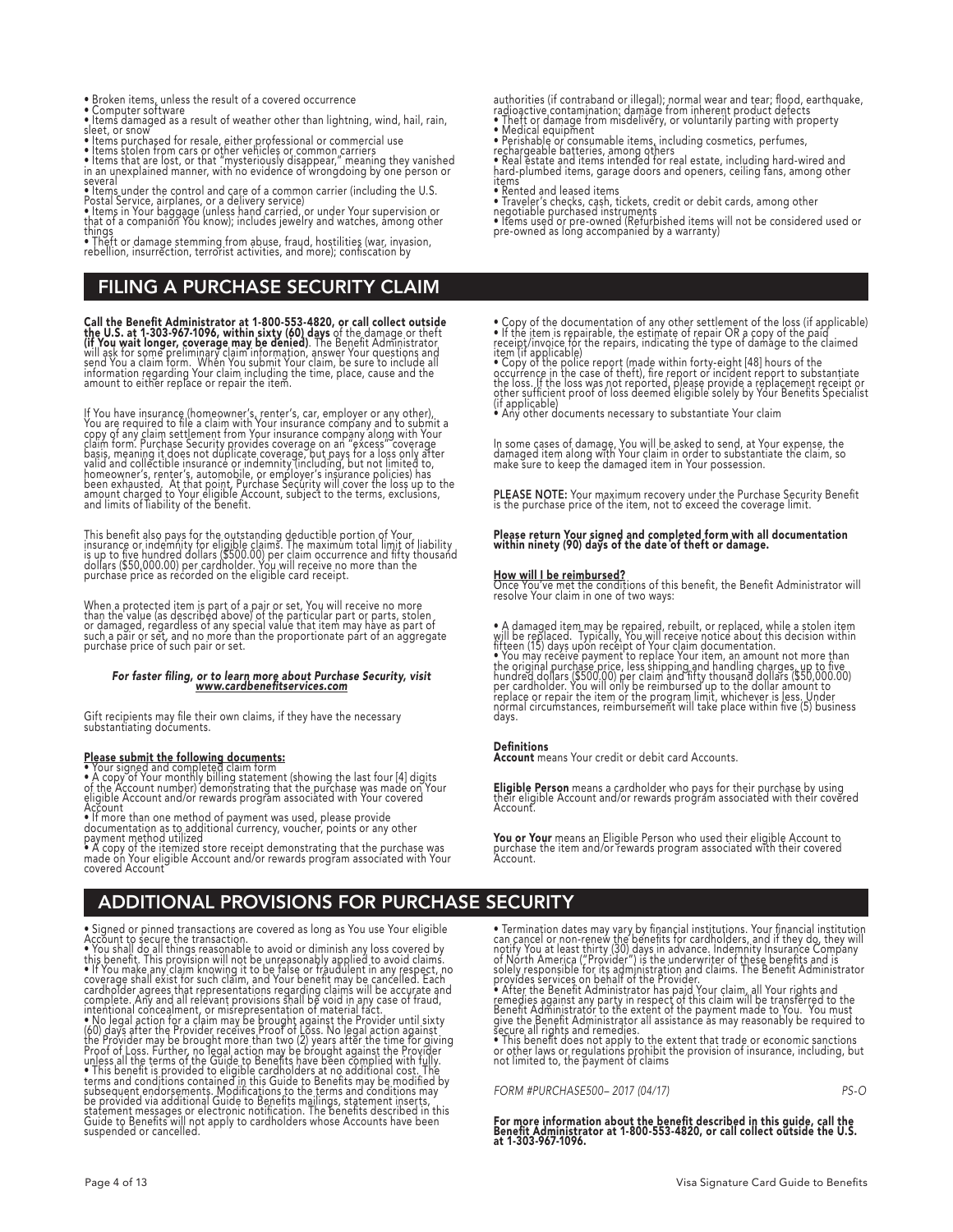- Broken items, unless the result of a covered occurrence
- Computer software
- Items damaged as a result of weather other than lightning, wind, hail, rain, sleet, or snow
- Items purchased for resale, either professional or commercial use
- Items stolen from cars or other vehicles or common carriers
- Items that are lost, or that "mysteriously disappear," meaning they vanished in an unexplained manner, with no evidence of wrongdoing by one person or several
- Items under the control and care of a common carrier (including the U.S. Postal Service, airplanes, or a delivery service)
- Items in Your baggage (unless hand carried, or under Your supervision or that of a companion You know); includes jewelry and watches, among other things
- Theft or damage stemming from abuse, fraud, hostilities (war, invasion, rebellion, insurrection, terrorist activities, and more); confiscation by authorities (if contraband or illegal); normal wear and tear; flood, earthquake, radioactive contamination; damage from inherent product defects
- Theft or damage from misdelivery, or voluntarily parting with property
- Medical equipment
- Perishable or consumable items, including cosmetics, perfumes, rechargeable batteries, among others
- Real estate and items intended for real estate, including hard-wired and hard-plumbed items, garage doors and openers, ceiling fans, among other items
- Rented and leased items
- Traveler's checks, cash, tickets, credit or debit cards, among other negotiable purchased instruments
- Items used or pre-owned (Refurbished items will not be considered used or pre-owned as long accompanied by a warranty)

## FILING A PURCHASE SECURITY CLAIM

**Call the Benefit Administrator at 1-800-553-4820, or call collect outside the U.S. at 1-303-967-1096, within sixty (60) days** of the damage or theft **(if You wait longer, coverage may be denied)**. The Benefit Administrator will ask for some preliminary claim information, answer Your questions and send You a claim form. When You submit Your claim, be sure to include all information regarding Your claim including the time, place, cause and the amount to either replace or repair the item.

If You have insurance (homeowner's, renter's, car, employer or any other), You are required to file a claim with Your insurance company and to submit a copy of any claim settlement from Your insurance company along with Your claim form. Purchase Security provides coverage on an "excess" coverage basis, meaning it does not duplicate coverage, but pays for a loss only after valid and collectible insurance or indemnity (including, but not limited to, homeowner's, renter's, automobile, or employer's insurance policies) has been exhausted. At that point, Purchase Security will cover the loss up to the amount charged to Your eligible Account, subject to the terms, exclusions, and limits of liability of the benefit.

This benefit also pays for the outstanding deductible portion of Your insurance or indemnity for eligible claims. The maximum total limit of liability is up to five hundred dollars ($500.00) per claim occurrence and fifty thousand dollars ($50,000.00) per cardholder. You will receive no more than the purchase price as recorded on the eligible card receipt.

When a protected item is part of a pair or set, You will receive no more than the value (as described above) of the particular part or parts, stolen or damaged, regardless of any special value that item may have as part of such a pair or set, and no more than the proportionate part of an aggregate purchase price of such pair or set.

***For faster filing, or to learn more about Purchase Security, visit <u>www.cardbenefitservices.com</u>***

Gift recipients may file their own claims, if they have the necessary substantiating documents.

**<u>Please submit the following documents:</u>**

- Your signed and completed claim form
- A copy of Your monthly billing statement (showing the last four [4] digits of the Account number) demonstrating that the purchase was made on Your eligible Account and/or rewards program associated with Your covered Account
- If more than one method of payment was used, please provide documentation as to additional currency, voucher, points or any other payment method utilized
- A copy of the itemized store receipt demonstrating that the purchase was made on Your eligible Account and/or rewards program associated with Your covered Account
- Copy of the documentation of any other settlement of the loss (if applicable)
- If the item is repairable, the estimate of repair OR a copy of the paid receipt/invoice for the repairs, indicating the type of damage to the claimed item (if applicable)
- Copy of the police report (made within forty-eight [48] hours of the occurrence in the case of theft), fire report or incident report to substantiate the loss. If the loss was not reported, please provide a replacement receipt or other sufficient proof of loss deemed eligible solely by Your Benefits Specialist (if applicable)
- Any other documents necessary to substantiate Your claim

In some cases of damage, You will be asked to send, at Your expense, the damaged item along with Your claim in order to substantiate the claim, so make sure to keep the damaged item in Your possession.

**PLEASE NOTE:** Your maximum recovery under the Purchase Security Benefit is the purchase price of the item, not to exceed the coverage limit.

**Please return Your signed and completed form with all documentation within ninety (90) days of the date of theft or damage.**

**<u>How will I be reimbursed?</u>**
Once You've met the conditions of this benefit, the Benefit Administrator will resolve Your claim in one of two ways:

- A damaged item may be repaired, rebuilt, or replaced, while a stolen item will be replaced. Typically, You will receive notice about this decision within fifteen (15) days upon receipt of Your claim documentation.
- You may receive payment to replace Your item, an amount not more than the original purchase price, less shipping and handling charges, up to five hundred dollars ($500.00) per claim and fifty thousand dollars ($50,000.00) per cardholder. You will only be reimbursed up to the dollar amount to replace or repair the item or the program limit, whichever is less. Under normal circumstances, reimbursement will take place within five (5) business days.

**Definitions**

**Account** means Your credit or debit card Accounts.

**Eligible Person** means a cardholder who pays for their purchase by using their eligible Account and/or rewards program associated with their covered Account.

**You or Your** means an Eligible Person who used their eligible Account to purchase the item and/or rewards program associated with their covered Account.

## ADDITIONAL PROVISIONS FOR PURCHASE SECURITY

- Signed or pinned transactions are covered as long as You use Your eligible Account to secure the transaction.
- You shall do all things reasonable to avoid or diminish any loss covered by this benefit. This provision will not be unreasonably applied to avoid claims.
- If You make any claim knowing it to be false or fraudulent in any respect, no coverage shall exist for such claim, and Your benefit may be cancelled. Each cardholder agrees that representations regarding claims will be accurate and complete. Any and all relevant provisions shall be void in any case of fraud, intentional concealment, or misrepresentation of material fact.
- No legal action for a claim may be brought against the Provider until sixty (60) days after the Provider receives Proof of Loss. No legal action against the Provider may be brought more than two (2) years after the time for giving Proof of Loss. Further, no legal action may be brought against the Provider unless all the terms of the Guide to Benefits have been complied with fully.
- This benefit is provided to eligible cardholders at no additional cost. The terms and conditions contained in this Guide to Benefits may be modified by subsequent endorsements. Modifications to the terms and conditions may be provided via additional Guide to Benefits mailings, statement inserts, statement messages or electronic notification. The benefits described in this Guide to Benefits will not apply to cardholders whose Accounts have been suspended or cancelled.
- Termination dates may vary by financial institutions. Your financial institution can cancel or non-renew the benefits for cardholders, and if they do, they will notify You at least thirty (30) days in advance. Indemnity Insurance Company of North America ("Provider") is the underwriter of these benefits and is solely responsible for its administration and claims. The Benefit Administrator provides services on behalf of the Provider.
- After the Benefit Administrator has paid Your claim, all Your rights and remedies against any party in respect of this claim will be transferred to the Benefit Administrator to the extent of the payment made to You. You must give the Benefit Administrator all assistance as may reasonably be required to secure all rights and remedies.
- This benefit does not apply to the extent that trade or economic sanctions or other laws or regulations prohibit the provision of insurance, including, but not limited to, the payment of claims

*FORM #PURCHASE500– 2017 (04/17)* *PS-O*

**For more information about the benefit described in this guide, call the Benefit Administrator at 1-800-553-4820, or call collect outside the U.S. at 1-303-967-1096.**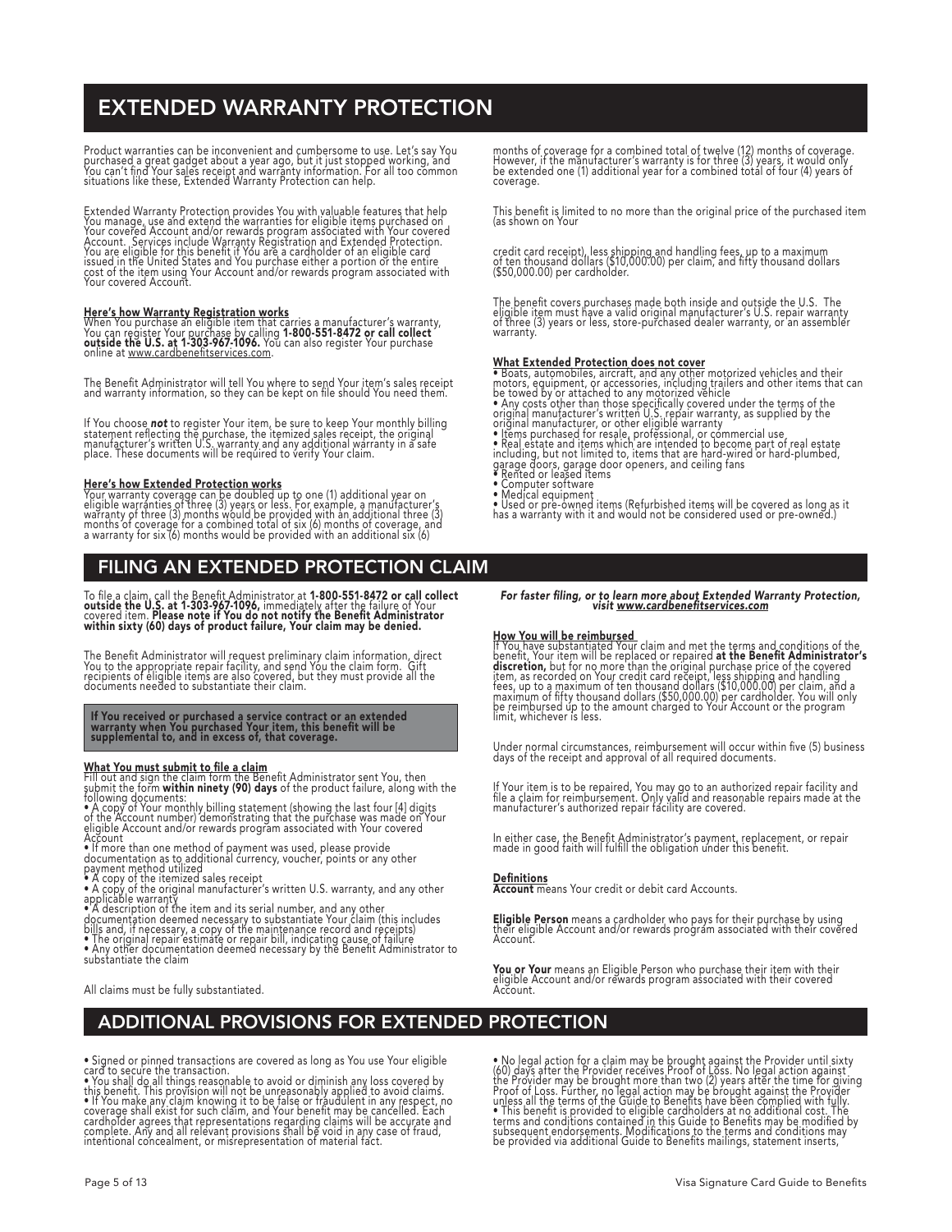# EXTENDED WARRANTY PROTECTION

Product warranties can be inconvenient and cumbersome to use. Let's say You purchased a great gadget about a year ago, but it just stopped working, and You can't find Your sales receipt and warranty information. For all too common situations like these, Extended Warranty Protection can help.

Extended Warranty Protection provides You with valuable features that help You manage, use and extend the warranties for eligible items purchased on Your covered Account and/or rewards program associated with Your covered Account. Services include Warranty Registration and Extended Protection. You are eligible for this benefit if You are a cardholder of an eligible card issued in the United States and You purchase either a portion or the entire cost of the item using Your Account and/or rewards program associated with Your covered Account.

**Here's how Warranty Registration works**
When You purchase an eligible item that carries a manufacturer's warranty, You can register Your purchase by calling **1-800-551-8472 or call collect outside the U.S. at 1-303-967-1096.** You can also register Your purchase online at www.cardbenefitservices.com.

The Benefit Administrator will tell You where to send Your item's sales receipt and warranty information, so they can be kept on file should You need them.

If You choose ***not*** to register Your item, be sure to keep Your monthly billing statement reflecting the purchase, the itemized sales receipt, the original manufacturer's written U.S. warranty and any additional warranty in a safe place. These documents will be required to verify Your claim.

**Here's how Extended Protection works**
Your warranty coverage can be doubled up to one (1) additional year on eligible warranties of three (3) years or less. For example, a manufacturer's warranty of three (3) months would be provided with an additional three (3) months of coverage for a combined total of six (6) months of coverage, and a warranty for six (6) months would be provided with an additional six (6) months of coverage for a combined total of twelve (12) months of coverage. However, if the manufacturer's warranty is for three (3) years, it would only be extended one (1) additional year for a combined total of four (4) years of coverage.

This benefit is limited to no more than the original price of the purchased item (as shown on Your credit card receipt), less shipping and handling fees, up to a maximum of ten thousand dollars ($10,000.00) per claim, and fifty thousand dollars ($50,000.00) per cardholder.

The benefit covers purchases made both inside and outside the U.S. The eligible item must have a valid original manufacturer's U.S. repair warranty of three (3) years or less, store-purchased dealer warranty, or an assembler warranty.

**What Extended Protection does not cover**

- Boats, automobiles, aircraft, and any other motorized vehicles and their motors, equipment, or accessories, including trailers and other items that can be towed by or attached to any motorized vehicle
- Any costs other than those specifically covered under the terms of the original manufacturer's written U.S. repair warranty, as supplied by the original manufacturer, or other eligible warranty
- Items purchased for resale, professional, or commercial use
- Real estate and items which are intended to become part of real estate including, but not limited to, items that are hard-wired or hard-plumbed, garage doors, garage door openers, and ceiling fans
- Rented or leased items
- Computer software
- Medical equipment
- Used or pre-owned items (Refurbished items will be covered as long as it has a warranty with it and would not be considered used or pre-owned.)

# FILING AN EXTENDED PROTECTION CLAIM

To file a claim, call the Benefit Administrator at **1-800-551-8472 or call collect outside the U.S. at 1-303-967-1096,** immediately after the failure of Your covered item. **Please note if You do not notify the Benefit Administrator within sixty (60) days of product failure, Your claim may be denied.**

The Benefit Administrator will request preliminary claim information, direct You to the appropriate repair facility, and send You the claim form. Gift recipients of eligible items are also covered, but they must provide all the documents needed to substantiate their claim.

**If You received or purchased a service contract or an extended warranty when You purchased Your item, this benefit will be supplemental to, and in excess of, that coverage.**

**What You must submit to file a claim**
Fill out and sign the claim form the Benefit Administrator sent You, then submit the form **within ninety (90) days** of the product failure, along with the following documents:

- A copy of Your monthly billing statement (showing the last four [4] digits of the Account number) demonstrating that the purchase was made on Your eligible Account and/or rewards program associated with Your covered Account
- If more than one method of payment was used, please provide documentation as to additional currency, voucher, points or any other payment method utilized
- A copy of the itemized sales receipt
- A copy of the original manufacturer's written U.S. warranty, and any other applicable warranty
- A description of the item and its serial number, and any other documentation deemed necessary to substantiate Your claim (this includes bills and, if necessary, a copy of the maintenance record and receipts)
- The original repair estimate or repair bill, indicating cause of failure
- Any other documentation deemed necessary by the Benefit Administrator to substantiate the claim

All claims must be fully substantiated.

***For faster filing, or to learn more about Extended Warranty Protection, visit www.cardbenefitservices.com***

**How You will be reimbursed**
If You have substantiated Your claim and met the terms and conditions of the benefit, Your item will be replaced or repaired **at the Benefit Administrator's discretion,** but for no more than the original purchase price of the covered item, as recorded on Your credit card receipt, less shipping and handling fees, up to a maximum of ten thousand dollars ($10,000.00) per claim, and a maximum of fifty thousand dollars ($50,000.00) per cardholder. You will only be reimbursed up to the amount charged to Your Account or the program limit, whichever is less.

Under normal circumstances, reimbursement will occur within five (5) business days of the receipt and approval of all required documents.

If Your item is to be repaired, You may go to an authorized repair facility and file a claim for reimbursement. Only valid and reasonable repairs made at the manufacturer's authorized repair facility are covered.

In either case, the Benefit Administrator's payment, replacement, or repair made in good faith will fulfill the obligation under this benefit.

**Definitions**

**Account** means Your credit or debit card Accounts.

**Eligible Person** means a cardholder who pays for their purchase by using their eligible Account and/or rewards program associated with their covered Account.

**You or Your** means an Eligible Person who purchase their item with their eligible Account and/or rewards program associated with their covered Account.

# ADDITIONAL PROVISIONS FOR EXTENDED PROTECTION

- Signed or pinned transactions are covered as long as You use Your eligible card to secure the transaction.
- You shall do all things reasonable to avoid or diminish any loss covered by this benefit. This provision will not be unreasonably applied to avoid claims.
- If You make any claim knowing it to be false or fraudulent in any respect, no coverage shall exist for such claim, and Your benefit may be cancelled. Each cardholder agrees that representations regarding claims will be accurate and complete. Any and all relevant provisions shall be void in any case of fraud, intentional concealment, or misrepresentation of material fact.
- No legal action for a claim may be brought against the Provider until sixty (60) days after the Provider receives Proof of Loss. No legal action against the Provider may be brought more than two (2) years after the time for giving Proof of Loss. Further, no legal action may be brought against the Provider unless all the terms of the Guide to Benefits have been complied with fully.
- This benefit is provided to eligible cardholders at no additional cost. The terms and conditions contained in this Guide to Benefits may be modified by subsequent endorsements. Modifications to the terms and conditions may be provided via additional Guide to Benefits mailings, statement inserts,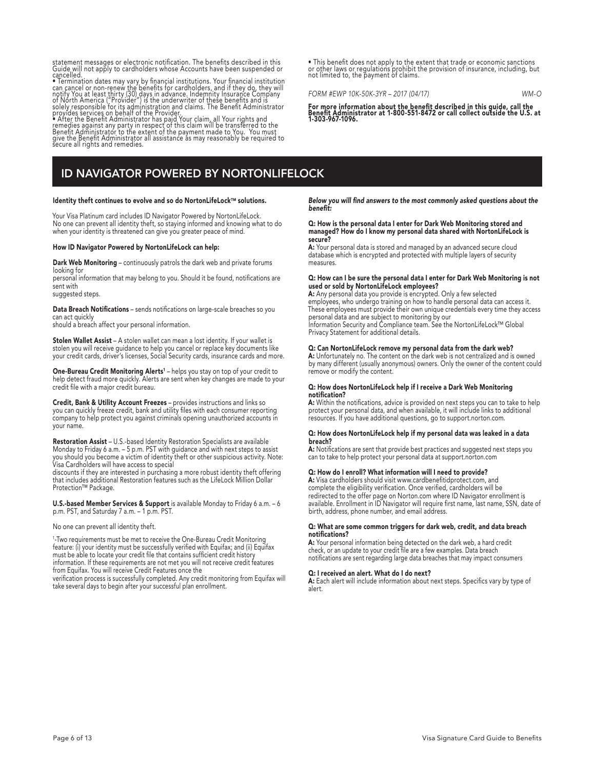statement messages or electronic notification. The benefits described in this Guide will not apply to cardholders whose Accounts have been suspended or cancelled.

- Termination dates may vary by financial institutions. Your financial institution can cancel or non-renew the benefits for cardholders, and if they do, they will notify You at least thirty (30) days in advance. Indemnity Insurance Company of North America ("Provider") is the underwriter of these benefits and is solely responsible for its administration and claims. The Benefit Administrator provides services on behalf of the Provider.
- After the Benefit Administrator has paid Your claim, all Your rights and remedies against any party in respect of this claim will be transferred to the Benefit Administrator to the extent of the payment made to You. You must give the Benefit Administrator all assistance as may reasonably be required to secure all rights and remedies.
- This benefit does not apply to the extent that trade or economic sanctions or other laws or regulations prohibit the provision of insurance, including, but not limited to, the payment of claims.

*FORM #EWP 10K-50K-3YR – 2017 (04/17)* *WM-O*

**For more information about the benefit described in this guide, call the Benefit Administrator at 1-800-551-8472 or call collect outside the U.S. at 1-303-967-1096.**

# ID NAVIGATOR POWERED BY NORTONLIFELOCK

**Identity theft continues to evolve and so do NortonLifeLock™ solutions.**

Your Visa Platinum card includes ID Navigator Powered by NortonLifeLock. No one can prevent all identity theft, so staying informed and knowing what to do when your identity is threatened can give you greater peace of mind.

**How ID Navigator Powered by NortonLifeLock can help:**

**Dark Web Monitoring** – continuously patrols the dark web and private forums looking for personal information that may belong to you. Should it be found, notifications are sent with suggested steps.

**Data Breach Notifications** – sends notifications on large-scale breaches so you can act quickly should a breach affect your personal information.

**Stolen Wallet Assist** – A stolen wallet can mean a lost identity. If your wallet is stolen you will receive guidance to help you cancel or replace key documents like your credit cards, driver's licenses, Social Security cards, insurance cards and more.

**One-Bureau Credit Monitoring Alerts**[1] – helps you stay on top of your credit to help detect fraud more quickly. Alerts are sent when key changes are made to your credit file with a major credit bureau.

**Credit, Bank & Utility Account Freezes** – provides instructions and links so you can quickly freeze credit, bank and utility files with each consumer reporting company to help protect you against criminals opening unauthorized accounts in your name.

**Restoration Assist** – U.S.-based Identity Restoration Specialists are available Monday to Friday 6 a.m. – 5 p.m. PST with guidance and with next steps to assist you should you become a victim of identity theft or other suspicious activity. Note: Visa Cardholders will have access to special discounts if they are interested in purchasing a more robust identity theft offering that includes additional Restoration features such as the LifeLock Million Dollar Protection™ Package.

**U.S.-based Member Services & Support** is available Monday to Friday 6 a.m. – 6 p.m. PST, and Saturday 7 a.m. – 1 p.m. PST.

No one can prevent all identity theft.

[1]-Two requirements must be met to receive the One-Bureau Credit Monitoring feature: (i) your identity must be successfully verified with Equifax; and (ii) Equifax must be able to locate your credit file that contains sufficient credit history information. If these requirements are not met you will not receive credit features from Equifax. You will receive Credit Features once the verification process is successfully completed. Any credit monitoring from Equifax will take several days to begin after your successful plan enrollment.

***Below you will find answers to the most commonly asked questions about the benefit:***

**Q: How is the personal data I enter for Dark Web Monitoring stored and managed? How do I know my personal data shared with NortonLifeLock is secure?**
**A:** Your personal data is stored and managed by an advanced secure cloud database which is encrypted and protected with multiple layers of security measures.

**Q: How can I be sure the personal data I enter for Dark Web Monitoring is not used or sold by NortonLifeLock employees?**
**A:** Any personal data you provide is encrypted. Only a few selected employees, who undergo training on how to handle personal data can access it. These employees must provide their own unique credentials every time they access personal data and are subject to monitoring by our Information Security and Compliance team. See the NortonLifeLock™ Global Privacy Statement for additional details.

**Q: Can NortonLifeLock remove my personal data from the dark web?**
**A:** Unfortunately no. The content on the dark web is not centralized and is owned by many different (usually anonymous) owners. Only the owner of the content could remove or modify the content.

**Q: How does NortonLifeLock help if I receive a Dark Web Monitoring notification?**
**A:** Within the notifications, advice is provided on next steps you can to take to help protect your personal data, and when available, it will include links to additional resources. If you have additional questions, go to support.norton.com.

**Q: How does NortonLifeLock help if my personal data was leaked in a data breach?**
**A:** Notifications are sent that provide best practices and suggested next steps you can to take to help protect your personal data at support.norton.com

**Q: How do I enroll? What information will I need to provide?**
**A:** Visa cardholders should visit www.cardbenefitidprotect.com, and complete the eligibility verification. Once verified, cardholders will be redirected to the offer page on Norton.com where ID Navigator enrollment is available. Enrollment in ID Navigator will require first name, last name, SSN, date of birth, address, phone number, and email address.

**Q: What are some common triggers for dark web, credit, and data breach notifications?**
**A:** Your personal information being detected on the dark web, a hard credit check, or an update to your credit file are a few examples. Data breach notifications are sent regarding large data breaches that may impact consumers

**Q: I received an alert. What do I do next?**
**A:** Each alert will include information about next steps. Specifics vary by type of alert.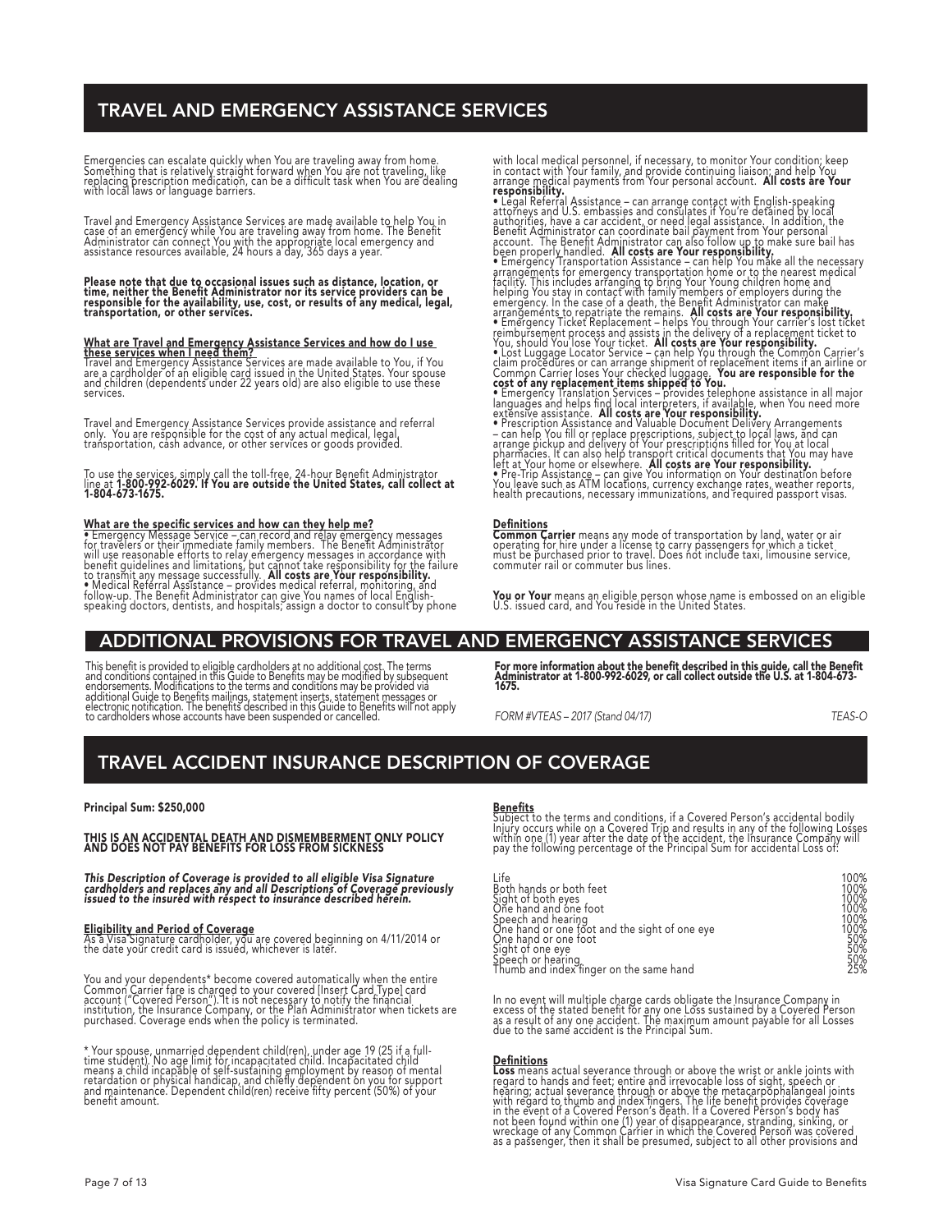## TRAVEL AND EMERGENCY ASSISTANCE SERVICES

Emergencies can escalate quickly when You are traveling away from home. Something that is relatively straight forward when You are not traveling, like replacing prescription medication, can be a difficult task when You are dealing with local laws or language barriers.

Travel and Emergency Assistance Services are made available to help You in case of an emergency while You are traveling away from home. The Benefit Administrator can connect You with the appropriate local emergency and assistance resources available, 24 hours a day, 365 days a year.

**Please note that due to occasional issues such as distance, location, or time, neither the Benefit Administrator nor its service providers can be responsible for the availability, use, cost, or results of any medical, legal, transportation, or other services.**

**What are Travel and Emergency Assistance Services and how do I use these services when I need them?**
Travel and Emergency Assistance Services are made available to You, if You are a cardholder of an eligible card issued in the United States. Your spouse and children (dependents under 22 years old) are also eligible to use these services.

Travel and Emergency Assistance Services provide assistance and referral only. You are responsible for the cost of any actual medical, legal, transportation, cash advance, or other services or goods provided.

To use the services, simply call the toll-free, 24-hour Benefit Administrator line at **1-800-992-6029. If You are outside the United States, call collect at 1-804-673-1675.**

**What are the specific services and how can they help me?**

- Emergency Message Service – can record and relay emergency messages for travelers or their immediate family members. The Benefit Administrator will use reasonable efforts to relay emergency messages in accordance with benefit guidelines and limitations, but cannot take responsibility for the failure to transmit any message successfully. **All costs are Your responsibility.**
- Medical Referral Assistance – provides medical referral, monitoring, and follow-up. The Benefit Administrator can give You names of local English-speaking doctors, dentists, and hospitals; assign a doctor to consult by phone with local medical personnel, if necessary, to monitor Your condition; keep in contact with Your family, and provide continuing liaison; and help You arrange medical payments from Your personal account. **All costs are Your responsibility.**
- Legal Referral Assistance – can arrange contact with English-speaking attorneys and U.S. embassies and consulates if You're detained by local authorities, have a car accident, or need legal assistance. In addition, the Benefit Administrator can coordinate bail payment from Your personal account. The Benefit Administrator can also follow up to make sure bail has been properly handled. **All costs are Your responsibility.**
- Emergency Transportation Assistance – can help You make all the necessary arrangements for emergency transportation home or to the nearest medical facility. This includes arranging to bring Your Young children home and helping You stay in contact with family members or employers during the emergency. In the case of a death, the Benefit Administrator can make arrangements to repatriate the remains. **All costs are Your responsibility.**
- Emergency Ticket Replacement – helps You through Your carrier's lost ticket reimbursement process and assists in the delivery of a replacement ticket to You, should You lose Your ticket. **All costs are Your responsibility.**
- Lost Luggage Locator Service – can help You through the Common Carrier's claim procedures or can arrange shipment of replacement items if an airline or Common Carrier loses Your checked luggage. **You are responsible for the cost of any replacement items shipped to You.**
- Emergency Translation Services – provides telephone assistance in all major languages and helps find local interpreters, if available, when You need more extensive assistance. **All costs are Your responsibility.**
- Prescription Assistance and Valuable Document Delivery Arrangements – can help You fill or replace prescriptions, subject to local laws, and can arrange pickup and delivery of Your prescriptions filled for You at local pharmacies. It can also help transport critical documents that You may have left at Your home or elsewhere. **All costs are Your responsibility.**
- Pre-Trip Assistance – can give You information on Your destination before You leave such as ATM locations, currency exchange rates, weather reports, health precautions, necessary immunizations, and required passport visas.

**Definitions**
**Common Carrier** means any mode of transportation by land, water or air operating for hire under a license to carry passengers for which a ticket must be purchased prior to travel. Does not include taxi, limousine service, commuter rail or commuter bus lines.

**You or Your** means an eligible person whose name is embossed on an eligible U.S. issued card, and You reside in the United States.

## ADDITIONAL PROVISIONS FOR TRAVEL AND EMERGENCY ASSISTANCE SERVICES

This benefit is provided to eligible cardholders at no additional cost. The terms and conditions contained in this Guide to Benefits may be modified by subsequent endorsements. Modifications to the terms and conditions may be provided via additional Guide to Benefits mailings, statement inserts, statement messages or electronic notification. The benefits described in this Guide to Benefits will not apply to cardholders whose accounts have been suspended or cancelled.

**For more information about the benefit described in this guide, call the Benefit Administrator at 1-800-992-6029, or call collect outside the U.S. at 1-804-673-1675.**

*FORM #VTEAS – 2017 (Stand 04/17)* TEAS-O

## TRAVEL ACCIDENT INSURANCE DESCRIPTION OF COVERAGE

**Principal Sum: $250,000**

**THIS IS AN ACCIDENTAL DEATH AND DISMEMBERMENT ONLY POLICY AND DOES NOT PAY BENEFITS FOR LOSS FROM SICKNESS**

***This Description of Coverage is provided to all eligible Visa Signature cardholders and replaces any and all Descriptions of Coverage previously issued to the insured with respect to insurance described herein.***

**Eligibility and Period of Coverage**
As a Visa Signature cardholder, you are covered beginning on 4/11/2014 or the date your credit card is issued, whichever is later.

You and your dependents* become covered automatically when the entire Common Carrier fare is charged to your covered [Insert Card Type] card account ("Covered Person"). It is not necessary to notify the financial institution, the Insurance Company, or the Plan Administrator when tickets are purchased. Coverage ends when the policy is terminated.

\* Your spouse, unmarried dependent child(ren), under age 19 (25 if a full-time student). No age limit for incapacitated child. Incapacitated child means a child incapable of self-sustaining employment by reason of mental retardation or physical handicap, and chiefly dependent on you for support and maintenance. Dependent child(ren) receive fifty percent (50%) of your benefit amount.

**Benefits**
Subject to the terms and conditions, if a Covered Person's accidental bodily Injury occurs while on a Covered Trip and results in any of the following Losses within one (1) year after the date of the accident, the Insurance Company will pay the following percentage of the Principal Sum for accidental Loss of:

| Loss | Percentage |
|---|---|
| Life | 100% |
| Both hands or both feet | 100% |
| Sight of both eyes | 100% |
| One hand and one foot | 100% |
| Speech and hearing | 100% |
| One hand or one foot and the sight of one eye | 100% |
| One hand or one foot | 50% |
| Sight of one eye | 50% |
| Speech or hearing | 50% |
| Thumb and index finger on the same hand | 25% |

In no event will multiple charge cards obligate the Insurance Company in excess of the stated benefit for any one Loss sustained by a Covered Person as a result of any one accident. The maximum amount payable for all Losses due to the same accident is the Principal Sum.

**Definitions**
**Loss** means actual severance through or above the wrist or ankle joints with regard to hands and feet; entire and irrevocable loss of sight, speech or hearing; actual severance through or above the metacarpophalangeal joints with regard to thumb and index fingers. The life benefit provides coverage in the event of a Covered Person's death. If a Covered Person's body has not been found within one (1) year of disappearance, stranding, sinking, or wreckage of any Common Carrier in which the Covered Person was covered as a passenger, then it shall be presumed, subject to all other provisions and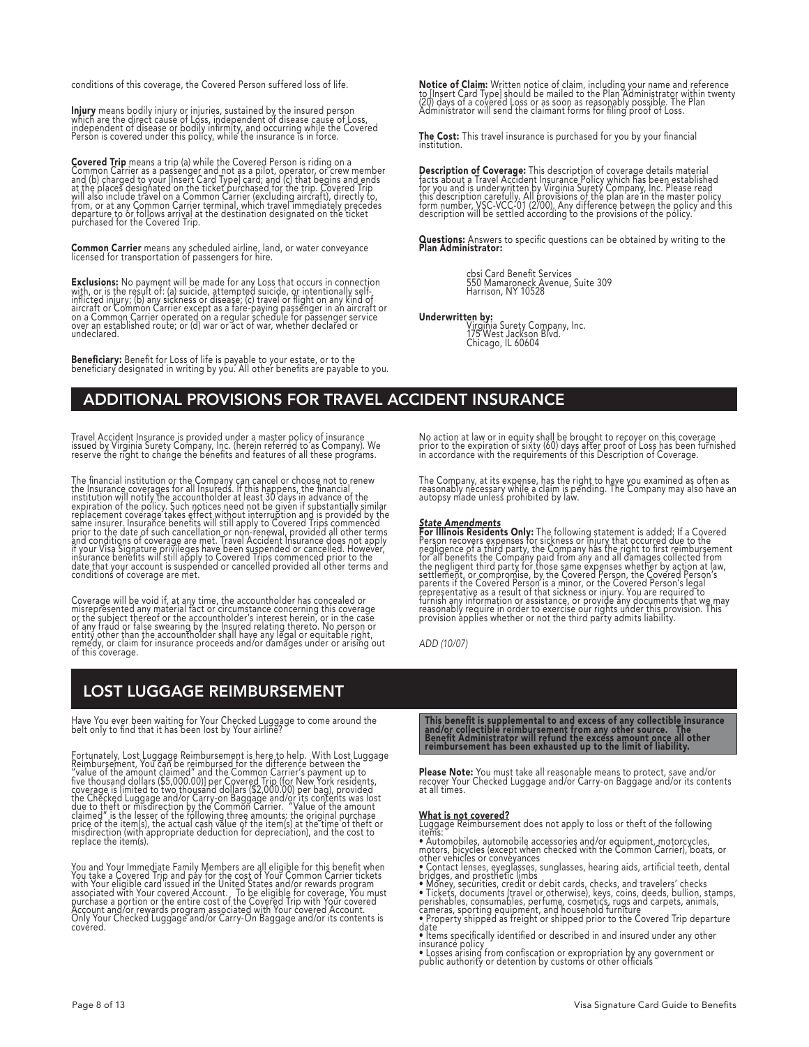conditions of this coverage, the Covered Person suffered loss of life.

**Injury** means bodily injury or injuries, sustained by the insured person which are the direct cause of Loss, independent of disease cause of Loss, independent of disease or bodily infirmity, and occurring while the Covered Person is covered under this policy, while the insurance is in force.

**Covered Trip** means a trip (a) while the Covered Person is riding on a Common Carrier as a passenger and not as a pilot, operator, or crew member and (b) charged to your [Insert Card Type] card; and (c) that begins and ends at the places designated on the ticket purchased for the trip. Covered Trip will also include travel on a Common Carrier (excluding aircraft), directly to, from, or at any Common Carrier terminal, which travel immediately precedes departure to or follows arrival at the destination designated on the ticket purchased for the Covered Trip.

**Common Carrier** means any scheduled airline, land, or water conveyance licensed for transportation of passengers for hire.

**Exclusions:** No payment will be made for any Loss that occurs in connection with, or is the result of: (a) suicide, attempted suicide, or intentionally self-inflicted injury; (b) any sickness or disease; (c) travel or flight on any kind of aircraft or Common Carrier except as a fare-paying passenger in an aircraft or on a Common Carrier operated on a regular schedule for passenger service over an established route; or (d) war or act of war, whether declared or undeclared.

**Beneficiary:** Benefit for Loss of life is payable to your estate, or to the beneficiary designated in writing by you. All other benefits are payable to you.

**Notice of Claim:** Written notice of claim, including your name and reference to [Insert Card Type] should be mailed to the Plan Administrator within twenty (20) days of a covered Loss or as soon as reasonably possible. The Plan Administrator will send the claimant forms for filing proof of Loss.

**The Cost:** This travel insurance is purchased for you by your financial institution.

**Description of Coverage:** This description of coverage details material facts about a Travel Accident Insurance Policy which has been established for you and is underwritten by Virginia Surety Company, Inc. Please read this description carefully. All provisions of the plan are in the master policy form number, VSC-VCC-01 (2/00). Any difference between the policy and this description will be settled according to the provisions of the policy.

**Questions:** Answers to specific questions can be obtained by writing to the **Plan Administrator:**

cbsi Card Benefit Services
550 Mamaroneck Avenue, Suite 309
Harrison, NY 10528

**Underwritten by:**
Virginia Surety Company, Inc.
175 West Jackson Blvd.
Chicago, IL 60604

## ADDITIONAL PROVISIONS FOR TRAVEL ACCIDENT INSURANCE

Travel Accident Insurance is provided under a master policy of insurance issued by Virginia Surety Company, Inc. (herein referred to as Company). We reserve the right to change the benefits and features of all these programs.

The financial institution or the Company can cancel or choose not to renew the Insurance coverages for all Insureds. If this happens, the financial institution will notify the accountholder at least 30 days in advance of the expiration of the policy. Such notices need not be given if substantially similar replacement coverage takes effect without interruption and is provided by the same insurer. Insurance benefits will still apply to Covered Trips commenced prior to the date of such cancellation or non-renewal, provided all other terms and conditions of coverage are met. Travel Accident Insurance does not apply if your Visa Signature privileges have been suspended or cancelled. However, insurance benefits will still apply to Covered Trips commenced prior to the date that your account is suspended or cancelled provided all other terms and conditions of coverage are met.

Coverage will be void if, at any time, the accountholder has concealed or misrepresented any material fact or circumstance concerning this coverage or the subject thereof or the accountholder's interest herein, or in the case of any fraud or false swearing by the Insured relating thereto. No person or entity other than the accountholder shall have any legal or equitable right, remedy, or claim for insurance proceeds and/or damages under or arising out of this coverage.

No action at law or in equity shall be brought to recover on this coverage prior to the expiration of sixty (60) days after proof of Loss has been furnished in accordance with the requirements of this Description of Coverage.

The Company, at its expense, has the right to have you examined as often as reasonably necessary while a claim is pending. The Company may also have an autopsy made unless prohibited by law.

***State Amendments***
**For Illinois Residents Only:** The following statement is added: If a Covered Person recovers expenses for sickness or injury that occurred due to the negligence of a third party, the Company has the right to first reimbursement for all benefits the Company paid from any and all damages collected from the negligent third party for those same expenses whether by action at law, settlement, or compromise, by the Covered Person, the Covered Person's parents if the Covered Person is a minor, or the Covered Person's legal representative as a result of that sickness or injury. You are required to furnish any information or assistance, or provide any documents that we may reasonably require in order to exercise our rights under this provision. This provision applies whether or not the third party admits liability.

*ADD (10/07)*

## LOST LUGGAGE REIMBURSEMENT

Have You ever been waiting for Your Checked Luggage to come around the belt only to find that it has been lost by Your airline?

Fortunately, Lost Luggage Reimbursement is here to help. With Lost Luggage Reimbursement, You can be reimbursed for the difference between the "value of the amount claimed" and the Common Carrier's payment up to five thousand dollars ($5,000.00) per Covered Trip (for New York residents, coverage is limited to two thousand dollars ($2,000.00) per bag), provided the Checked Luggage and/or Carry-on Baggage and/or its contents was lost due to theft or misdirection by the Common Carrier. "Value of the amount claimed" is the lesser of the following three amounts: the original purchase price of the item(s), the actual cash value of the item(s) at the time of theft or misdirection (with appropriate deduction for depreciation), and the cost to replace the item(s).

You and Your Immediate Family Members are all eligible for this benefit when You take a Covered Trip and pay for the cost of Your Common Carrier tickets with Your eligible card issued in the United States and/or rewards program associated with Your covered Account. To be eligible for coverage, You must purchase a portion or the entire cost of the Covered Trip with Your covered Account and/or rewards program associated with Your covered Account. Only Your Checked Luggage and/or Carry-On Baggage and/or its contents is covered.

**This benefit is supplemental to and excess of any collectible insurance and/or collectible reimbursement from any other source. The Benefit Administrator will refund the excess amount once all other reimbursement has been exhausted up to the limit of liability.**

**Please Note:** You must take all reasonable means to protect, save and/or recover Your Checked Luggage and/or Carry-on Baggage and/or its contents at all times.

**What is not covered?**
Luggage Reimbursement does not apply to loss or theft of the following items:

- Automobiles, automobile accessories and/or equipment, motorcycles, motors, bicycles (except when checked with the Common Carrier), boats, or other vehicles or conveyances
- Contact lenses, eyeglasses, sunglasses, hearing aids, artificial teeth, dental bridges, and prosthetic limbs
- Money, securities, credit or debit cards, checks, and travelers' checks
- Tickets, documents (travel or otherwise), keys, coins, deeds, bullion, stamps, perishables, consumables, perfume, cosmetics, rugs and carpets, animals, cameras, sporting equipment, and household furniture
- Property shipped as freight or shipped prior to the Covered Trip departure date
- Items specifically identified or described in and insured under any other insurance policy
- Losses arising from confiscation or expropriation by any government or public authority or detention by customs or other officials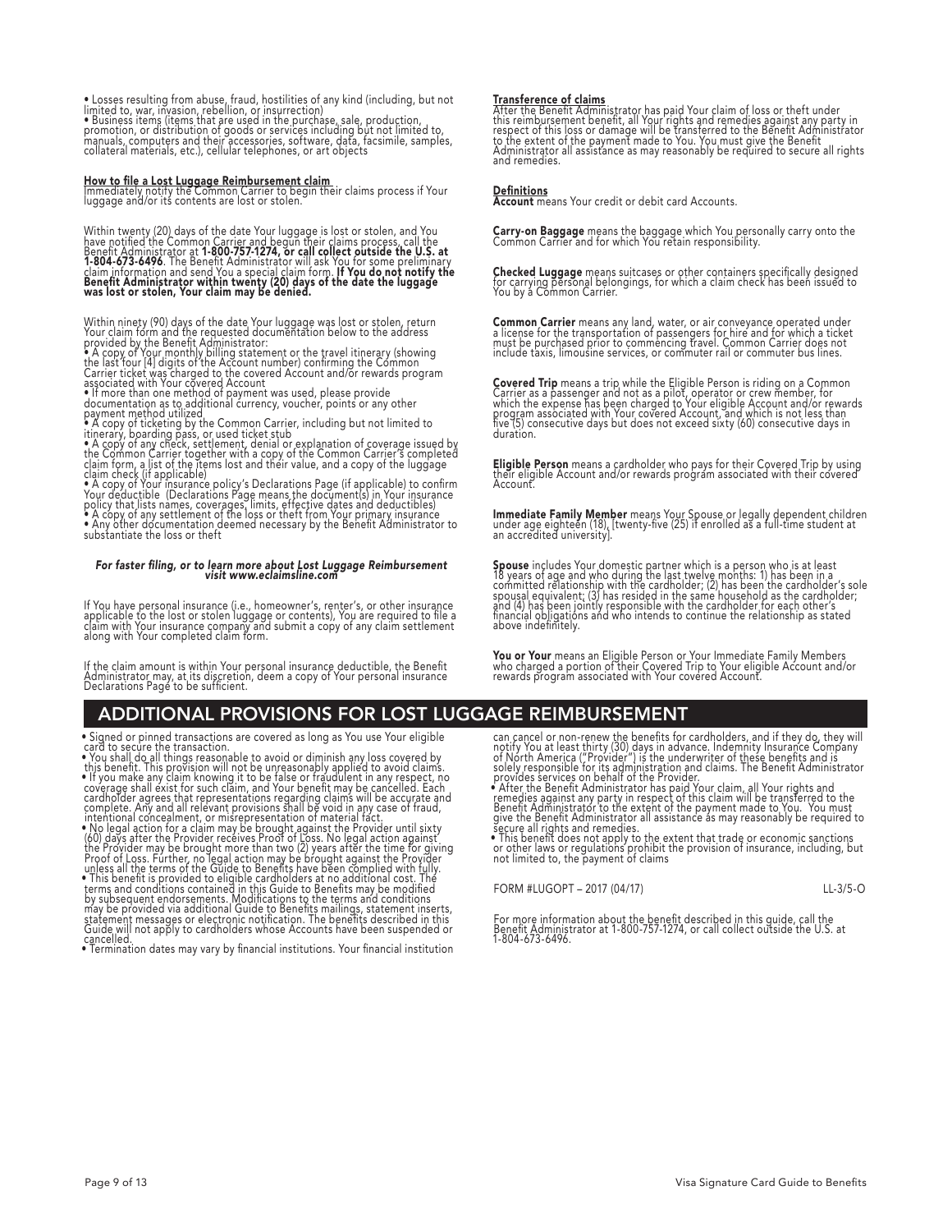- Losses resulting from abuse, fraud, hostilities of any kind (including, but not limited to, war, invasion, rebellion, or insurrection)
- Business items (items that are used in the purchase, sale, production, promotion, or distribution of goods or services including but not limited to, manuals, computers and their accessories, software, data, facsimile, samples, collateral materials, etc.), cellular telephones, or art objects

**How to file a Lost Luggage Reimbursement claim**

Immediately notify the Common Carrier to begin their claims process if Your luggage and/or its contents are lost or stolen.

Within twenty (20) days of the date Your luggage is lost or stolen, and You have notified the Common Carrier and begun their claims process, call the Benefit Administrator at **1-800-757-1274, or call collect outside the U.S. at 1-804-673-6496**. The Benefit Administrator will ask You for some preliminary claim information and send You a special claim form. **If You do not notify the Benefit Administrator within twenty (20) days of the date the luggage was lost or stolen, Your claim may be denied.**

Within ninety (90) days of the date Your luggage was lost or stolen, return Your claim form and the requested documentation below to the address provided by the Benefit Administrator:

- A copy of Your monthly billing statement or the travel itinerary (showing the last four [4] digits of the Account number) confirming the Common Carrier ticket was charged to the covered Account and/or rewards program associated with Your covered Account
- If more than one method of payment was used, please provide documentation as to additional currency, voucher, points or any other payment method utilized
- A copy of ticketing by the Common Carrier, including but not limited to itinerary, boarding pass, or used ticket stub
- A copy of any check, settlement, denial or explanation of coverage issued by the Common Carrier together with a copy of the Common Carrier's completed claim form, a list of the items lost and their value, and a copy of the luggage claim check (if applicable)
- A copy of Your insurance policy's Declarations Page (if applicable) to confirm Your deductible (Declarations Page means the document(s) in Your insurance policy that lists names, coverages, limits, effective dates and deductibles)
- A copy of any settlement of the loss or theft from Your primary insurance
- Any other documentation deemed necessary by the Benefit Administrator to substantiate the loss or theft

***For faster filing, or to learn more about Lost Luggage Reimbursement visit www.eclaimsline.com***

If You have personal insurance (i.e., homeowner's, renter's, or other insurance applicable to the lost or stolen luggage or contents), You are required to file a claim with Your insurance company and submit a copy of any claim settlement along with Your completed claim form.

If the claim amount is within Your personal insurance deductible, the Benefit Administrator may, at its discretion, deem a copy of Your personal insurance Declarations Page to be sufficient.

**Transference of claims**

After the Benefit Administrator has paid Your claim of loss or theft under this reimbursement benefit, all Your rights and remedies against any party in respect of this loss or damage will be transferred to the Benefit Administrator to the extent of the payment made to You. You must give the Benefit Administrator all assistance as may reasonably be required to secure all rights and remedies.

**Definitions**

**Account** means Your credit or debit card Accounts.

**Carry-on Baggage** means the baggage which You personally carry onto the Common Carrier and for which You retain responsibility.

**Checked Luggage** means suitcases or other containers specifically designed for carrying personal belongings, for which a claim check has been issued to You by a Common Carrier.

**Common Carrier** means any land, water, or air conveyance operated under a license for the transportation of passengers for hire and for which a ticket must be purchased prior to commencing travel. Common Carrier does not include taxis, limousine services, or commuter rail or commuter bus lines.

**Covered Trip** means a trip while the Eligible Person is riding on a Common Carrier as a passenger and not as a pilot, operator or crew member, for which the expense has been charged to Your eligible Account and/or rewards program associated with Your covered Account, and which is not less than five (5) consecutive days but does not exceed sixty (60) consecutive days in duration.

**Eligible Person** means a cardholder who pays for their Covered Trip by using their eligible Account and/or rewards program associated with their covered Account.

**Immediate Family Member** means Your Spouse or legally dependent children under age eighteen (18), [twenty-five (25) if enrolled as a full-time student at an accredited university].

**Spouse** includes Your domestic partner which is a person who is at least 18 years of age and who during the last twelve months: 1) has been in a committed relationship with the cardholder; (2) has been the cardholder's sole spousal equivalent; (3) has resided in the same household as the cardholder; and (4) has been jointly responsible with the cardholder for each other's financial obligations and who intends to continue the relationship as stated above indefinitely.

**You or Your** means an Eligible Person or Your Immediate Family Members who charged a portion of their Covered Trip to Your eligible Account and/or rewards program associated with Your covered Account.

## ADDITIONAL PROVISIONS FOR LOST LUGGAGE REIMBURSEMENT

- Signed or pinned transactions are covered as long as You use Your eligible card to secure the transaction.
- You shall do all things reasonable to avoid or diminish any loss covered by this benefit. This provision will not be unreasonably applied to avoid claims.
- If you make any claim knowing it to be false or fraudulent in any respect, no coverage shall exist for such claim, and Your benefit may be cancelled. Each cardholder agrees that representations regarding claims will be accurate and complete. Any and all relevant provisions shall be void in any case of fraud, intentional concealment, or misrepresentation of material fact.
- No legal action for a claim may be brought against the Provider until sixty (60) days after the Provider receives Proof of Loss. No legal action against the Provider may be brought more than two (2) years after the time for giving Proof of Loss. Further, no legal action may be brought against the Provider unless all the terms of the Guide to Benefits have been complied with fully.
- This benefit is provided to eligible cardholders at no additional cost. The terms and conditions contained in this Guide to Benefits may be modified by subsequent endorsements. Modifications to the terms and conditions may be provided via additional Guide to Benefits mailings, statement inserts, statement messages or electronic notification. The benefits described in this Guide will not apply to cardholders whose Accounts have been suspended or cancelled.
- Termination dates may vary by financial institutions. Your financial institution can cancel or non-renew the benefits for cardholders, and if they do, they will notify You at least thirty (30) days in advance. Indemnity Insurance Company of North America ("Provider") is the underwriter of these benefits and is solely responsible for its administration and claims. The Benefit Administrator provides services on behalf of the Provider.
- After the Benefit Administrator has paid Your claim, all Your rights and remedies against any party in respect of this claim will be transferred to the Benefit Administrator to the extent of the payment made to You. You must give the Benefit Administrator all assistance as may reasonably be required to secure all rights and remedies.
- This benefit does not apply to the extent that trade or economic sanctions or other laws or regulations prohibit the provision of insurance, including, but not limited to, the payment of claims

FORM #LUGOPT – 2017 (04/17) LL-3/5-O

For more information about the benefit described in this guide, call the Benefit Administrator at 1-800-757-1274, or call collect outside the U.S. at 1-804-673-6496.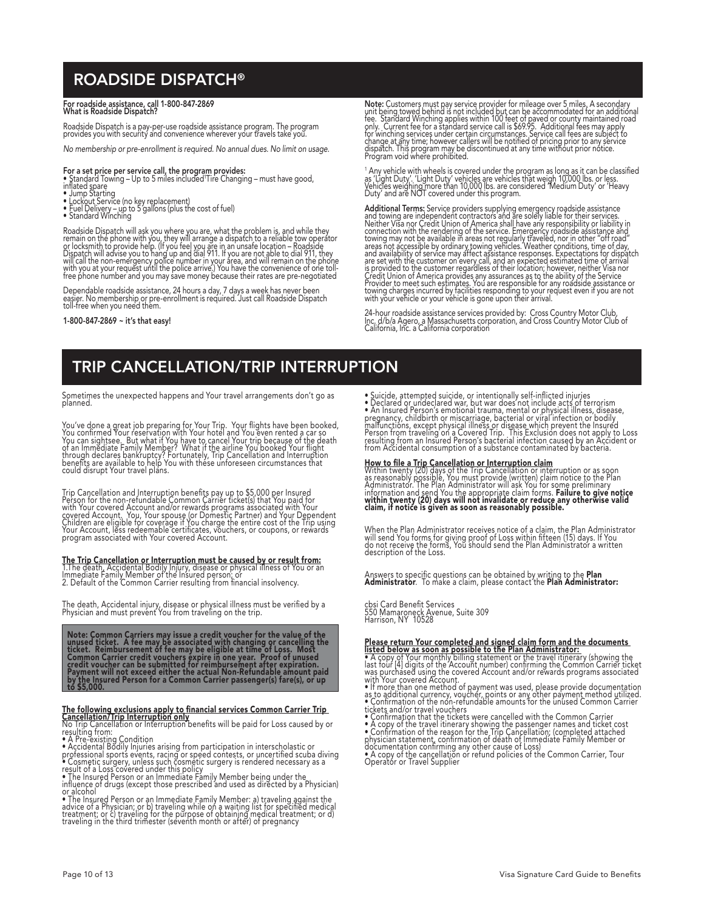# ROADSIDE DISPATCH®

**For roadside assistance, call 1-800-847-2869**
**What is Roadside Dispatch?**

Roadside Dispatch is a pay-per-use roadside assistance program. The program provides you with security and convenience wherever your travels take you.

*No membership or pre-enrollment is required. No annual dues. No limit on usage.*

**For a set price per service call, the program provides:**

- Standard Towing – Up to 5 miles included[1]Tire Changing – must have good, inflated spare
- Jump Starting
- Lockout Service (no key replacement)
- Fuel Delivery – up to 5 gallons (plus the cost of fuel)
- Standard Winching

Roadside Dispatch will ask you where you are, what the problem is, and while they remain on the phone with you, they will arrange a dispatch to a reliable tow operator or locksmith to provide help. (If you feel you are in an unsafe location – Roadside Dispatch will advise you to hang up and dial 911. If you are not able to dial 911, they will call the non-emergency police number in your area, and will remain on the phone with you at your request until the police arrive.) You have the convenience of one toll-free phone number and you may save money because their rates are pre-negotiated

Dependable roadside assistance, 24 hours a day, 7 days a week has never been easier. No membership or pre-enrollment is required. Just call Roadside Dispatch toll-free when you need them.

**1-800-847-2869 ~ it's that easy!**

**Note:** Customers must pay service provider for mileage over 5 miles. A secondary unit being towed behind is not included but can be accommodated for an additional fee. Standard Winching applies within 100 feet of paved or county maintained road only. Current fee for a standard service call is $69.95. Additional fees may apply for winching services under certain circumstances. Service call fees are subject to change at any time; however callers will be notified of pricing prior to any service dispatch. This program may be discontinued at any time without prior notice. Program void where prohibited.

[1] Any vehicle with wheels is covered under the program as long as it can be classified as 'Light Duty'. 'Light Duty' vehicles are vehicles that weigh 10,000 lbs. or less. Vehicles weighing more than 10,000 lbs. are considered 'Medium Duty' or 'Heavy Duty' and are NOT covered under this program.

**Additional Terms:** Service providers supplying emergency roadside assistance and towing are independent contractors and are solely liable for their services. Neither Visa nor Credit Union of America shall have any responsibility or liability in connection with the rendering of the service. Emergency roadside assistance and towing may not be available in areas not regularly traveled, nor in other "off road" areas not accessible by ordinary towing vehicles. Weather conditions, time of day, and availability of service may affect assistance responses. Expectations for dispatch are set with the customer on every call, and an expected estimated time of arrival is provided to the customer regardless of their location; however, neither Visa nor Credit Union of America provides any assurances as to the ability of the Service Provider to meet such estimates. You are responsible for any roadside assistance or towing charges incurred by facilities responding to your request even if you are not with your vehicle or your vehicle is gone upon their arrival.

24-hour roadside assistance services provided by: Cross Country Motor Club, Inc. d/b/a Agero, a Massachusetts corporation, and Cross Country Motor Club of California, Inc. a California corporation

# TRIP CANCELLATION/TRIP INTERRUPTION

Sometimes the unexpected happens and Your travel arrangements don't go as planned.

You've done a great job preparing for Your Trip. Your flights have been booked, You confirmed Your reservation with Your hotel and You even rented a car so You can sightsee. But what if You have to cancel Your trip because of the death of an Immediate Family Member? What if the airline You booked Your flight through declares bankruptcy? Fortunately, Trip Cancellation and Interruption benefits are available to help You with these unforeseen circumstances that could disrupt Your travel plans.

Trip Cancellation and Interruption benefits pay up to $5,000 per Insured Person for the non-refundable Common Carrier ticket(s) that You paid for with Your covered Account and/or rewards programs associated with Your covered Account. You, Your spouse (or Domestic Partner) and Your Dependent Children are eligible for coverage if You charge the entire cost of the Trip using Your Account, less redeemable certificates, vouchers, or coupons, or rewards program associated with Your covered Account.

**The Trip Cancellation or Interruption must be caused by or result from:**

1. The death, Accidental Bodily Injury, disease or physical illness of You or an Immediate Family Member of the Insured person; or
2. Default of the Common Carrier resulting from financial insolvency.

The death, Accidental injury, disease or physical illness must be verified by a Physician and must prevent You from traveling on the trip.

**Note: Common Carriers may issue a credit voucher for the value of the unused ticket. A fee may be associated with changing or cancelling the ticket. Reimbursement of fee may be eligible at time of Loss. Most Common Carrier credit vouchers expire in one year. Proof of unused credit voucher can be submitted for reimbursement after expiration. Payment will not exceed either the actual Non-Refundable amount paid by the Insured Person for a Common Carrier passenger(s) fare(s), or up to $5,000.**

**The following exclusions apply to financial services Common Carrier Trip Cancellation/Trip Interruption only**

No Trip Cancellation or Interruption benefits will be paid for Loss caused by or resulting from:

- A Pre-existing Condition
- Accidental Bodily Injuries arising from participation in interscholastic or professional sports events, racing or speed contests, or uncertified scuba diving
- Cosmetic surgery, unless such cosmetic surgery is rendered necessary as a result of a Loss covered under this policy
- The Insured Person or an Immediate Family Member being under the influence of drugs (except those prescribed and used as directed by a Physician) or alcohol
- The Insured Person or an Immediate Family Member: a) traveling against the advice of a Physician; or b) traveling while on a waiting list for specified medical treatment; or c) traveling for the purpose of obtaining medical treatment; or d) traveling in the third trimester (seventh month or after) of pregnancy
- Suicide, attempted suicide, or intentionally self-inflicted injuries
- Declared or undeclared war, but war does not include acts of terrorism
- An Insured Person's emotional trauma, mental or physical illness, disease, pregnancy, childbirth or miscarriage, bacterial or viral infection or bodily malfunctions, except physical illness or disease which prevent the Insured Person from traveling on a Covered Trip. This Exclusion does not apply to Loss resulting from an Insured Person's bacterial infection caused by an Accident or from Accidental consumption of a substance contaminated by bacteria.

**How to file a Trip Cancellation or Interruption claim**

Within twenty (20) days of the Trip Cancellation or interruption or as soon as reasonably possible, You must provide (written) claim notice to the Plan Administrator. The Plan Administrator will ask You for some preliminary information and send You the appropriate claim forms. **Failure to give notice within twenty (20) days will not invalidate or reduce any otherwise valid claim, if notice is given as soon as reasonably possible.**

When the Plan Administrator receives notice of a claim, the Plan Administrator will send You forms for giving proof of Loss within fifteen (15) days. If You do not receive the forms, You should send the Plan Administrator a written description of the Loss.

Answers to specific questions can be obtained by writing to the **Plan Administrator**. To make a claim, please contact the **Plan Administrator:**

cbsi Card Benefit Services
550 Mamaroneck Avenue, Suite 309
Harrison, NY 10528

**Please return Your completed and signed claim form and the documents listed below as soon as possible to the Plan Administrator:**

- A copy of Your monthly billing statement or the travel itinerary (showing the last four [4] digits of the Account number) confirming the Common Carrier ticket was purchased using the covered Account and/or rewards programs associated with Your covered Account.
- If more than one method of payment was used, please provide documentation as to additional currency, voucher, points or any other payment method utilized.
- Confirmation of the non-refundable amounts for the unused Common Carrier tickets and/or travel vouchers
- Confirmation that the tickets were cancelled with the Common Carrier
- A copy of the travel itinerary showing the passenger names and ticket cost
- Confirmation of the reason for the Trip Cancellation; (completed attached physician statement, confirmation of death of Immediate Family Member or documentation confirming any other cause of Loss)
- A copy of the cancellation or refund policies of the Common Carrier, Tour Operator or Travel Supplier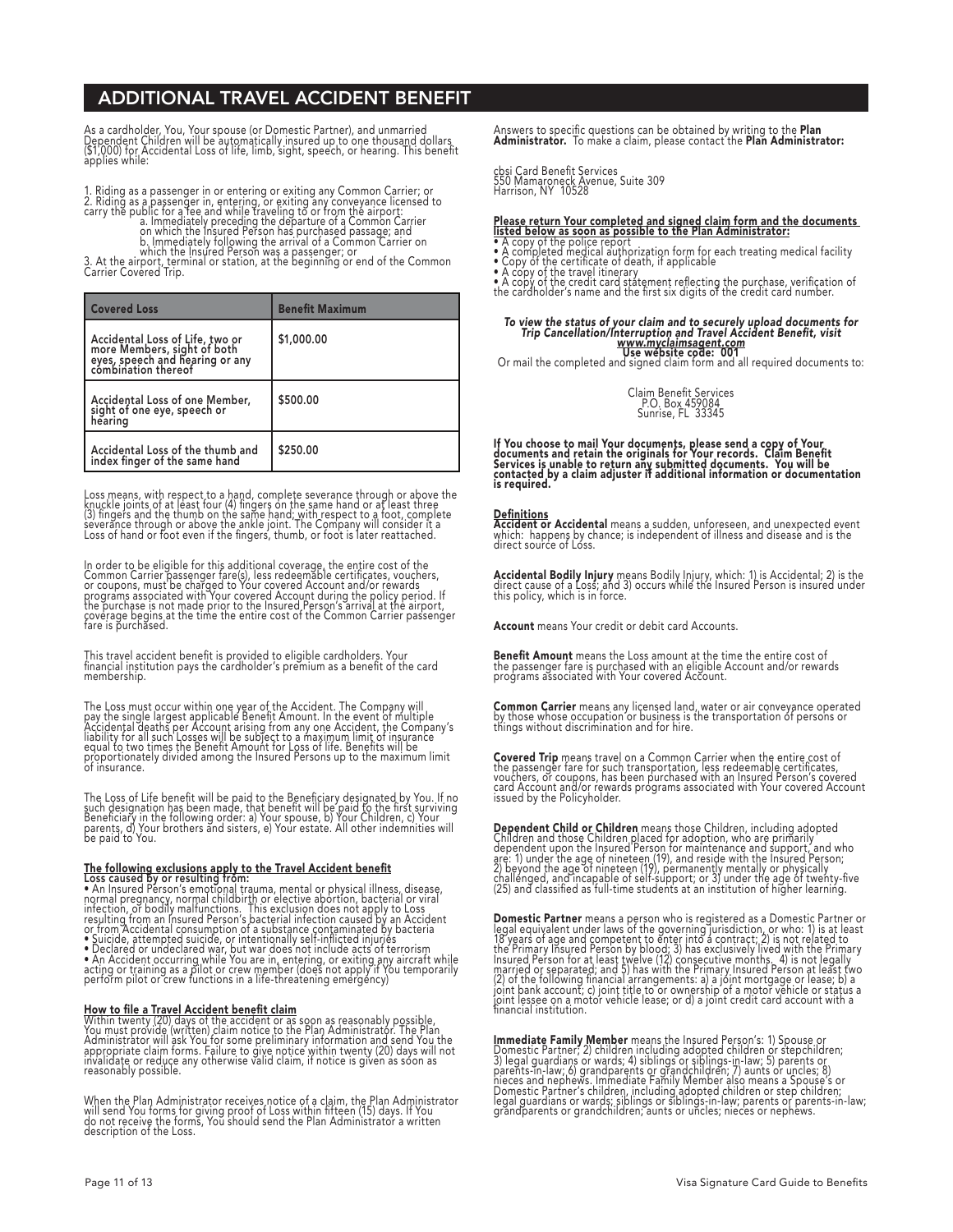## ADDITIONAL TRAVEL ACCIDENT BENEFIT

As a cardholder, You, Your spouse (or Domestic Partner), and unmarried Dependent Children will be automatically insured up to one thousand dollars ($1,000) for Accidental Loss of life, limb, sight, speech, or hearing. This benefit applies while:

1. Riding as a passenger in or entering or exiting any Common Carrier; or
2. Riding as a passenger in, entering, or exiting any conveyance licensed to carry the public for a fee and while traveling to or from the airport:
   a. Immediately preceding the departure of a Common Carrier on which the Insured Person has purchased passage; and
   b. Immediately following the arrival of a Common Carrier on which the Insured Person was a passenger; or
3. At the airport, terminal or station, at the beginning or end of the Common Carrier Covered Trip.

| Covered Loss | Benefit Maximum |
|---|---|
| Accidental Loss of Life, two or more Members, sight of both eyes, speech and hearing or any combination thereof | $1,000.00 |
| Accidental Loss of one Member, sight of one eye, speech or hearing | $500.00 |
| Accidental Loss of the thumb and index finger of the same hand | $250.00 |

Loss means, with respect to a hand, complete severance through or above the knuckle joints of at least four (4) fingers on the same hand or at least three (3) fingers and the thumb on the same hand; with respect to a foot, complete severance through or above the ankle joint. The Company will consider it a Loss of hand or foot even if the fingers, thumb, or foot is later reattached.

In order to be eligible for this additional coverage, the entire cost of the Common Carrier passenger fare(s), less redeemable certificates, vouchers, or coupons, must be charged to Your covered Account and/or rewards programs associated with Your covered Account during the policy period. If the purchase is not made prior to the Insured Person's arrival at the airport, coverage begins at the time the entire cost of the Common Carrier passenger fare is purchased.

This travel accident benefit is provided to eligible cardholders. Your financial institution pays the cardholder's premium as a benefit of the card membership.

The Loss must occur within one year of the Accident. The Company will pay the single largest applicable Benefit Amount. In the event of multiple Accidental deaths per Account arising from any one Accident, the Company's liability for all such Losses will be subject to a maximum limit of insurance equal to two times the Benefit Amount for Loss of life. Benefits will be proportionately divided among the Insured Persons up to the maximum limit of insurance.

The Loss of Life benefit will be paid to the Beneficiary designated by You. If no such designation has been made, that benefit will be paid to the first surviving Beneficiary in the following order: a) Your spouse, b) Your Children, c) Your parents, d) Your brothers and sisters, e) Your estate. All other indemnities will be paid to You.

**The following exclusions apply to the Travel Accident benefit**
**Loss caused by or resulting from:**

- An Insured Person's emotional trauma, mental or physical illness, disease, normal pregnancy, normal childbirth or elective abortion, bacterial or viral infection, or bodily malfunctions. This exclusion does not apply to Loss resulting from an Insured Person's bacterial infection caused by an Accident or from Accidental consumption of a substance contaminated by bacteria
- Suicide, attempted suicide, or intentionally self-inflicted injuries
- Declared or undeclared war, but war does not include acts of terrorism
- An Accident occurring while You are in, entering, or exiting any aircraft while acting or training as a pilot or crew member (does not apply if You temporarily perform pilot or crew functions in a life-threatening emergency)

**How to file a Travel Accident benefit claim**

Within twenty (20) days of the accident or as soon as reasonably possible, You must provide (written) claim notice to the Plan Administrator. The Plan Administrator will ask You for some preliminary information and send You the appropriate claim forms. Failure to give notice within twenty (20) days will not invalidate or reduce any otherwise valid claim, if notice is given as soon as reasonably possible.

When the Plan Administrator receives notice of a claim, the Plan Administrator will send You forms for giving proof of Loss within fifteen (15) days. If You do not receive the forms, You should send the Plan Administrator a written description of the Loss.

Answers to specific questions can be obtained by writing to the **Plan Administrator.** To make a claim, please contact the **Plan Administrator:**

cbsi Card Benefit Services
550 Mamaroneck Avenue, Suite 309
Harrison, NY 10528

**Please return Your completed and signed claim form and the documents listed below as soon as possible to the Plan Administrator:**

- A copy of the police report
- A completed medical authorization form for each treating medical facility
- Copy of the certificate of death, if applicable
- A copy of the travel itinerary
- A copy of the credit card statement reflecting the purchase, verification of the cardholder's name and the first six digits of the credit card number.

***To view the status of your claim and to securely upload documents for Trip Cancellation/Interruption and Travel Accident Benefit, visit www.myclaimsagent.com***
**Use website code: 001**

Or mail the completed and signed claim form and all required documents to:

Claim Benefit Services
P.O. Box 459084
Sunrise, FL 33345

**If You choose to mail Your documents, please send a copy of Your documents and retain the originals for Your records. Claim Benefit Services is unable to return any submitted documents. You will be contacted by a claim adjuster if additional information or documentation is required.**

**Definitions**

**Accident or Accidental** means a sudden, unforeseen, and unexpected event which: happens by chance; is independent of illness and disease and is the direct source of Loss.

**Accidental Bodily Injury** means Bodily Injury, which: 1) is Accidental; 2) is the direct cause of a Loss; and 3) occurs while the Insured Person is insured under this policy, which is in force.

**Account** means Your credit or debit card Accounts.

**Benefit Amount** means the Loss amount at the time the entire cost of the passenger fare is purchased with an eligible Account and/or rewards programs associated with Your covered Account.

**Common Carrier** means any licensed land, water or air conveyance operated by those whose occupation or business is the transportation of persons or things without discrimination and for hire.

**Covered Trip** means travel on a Common Carrier when the entire cost of the passenger fare for such transportation, less redeemable certificates, vouchers, or coupons, has been purchased with an Insured Person's covered card Account and/or rewards programs associated with Your covered Account issued by the Policyholder.

**Dependent Child or Children** means those Children, including adopted Children and those Children placed for adoption, who are primarily dependent upon the Insured Person for maintenance and support, and who are: 1) under the age of nineteen (19), and reside with the Insured Person; 2) beyond the age of nineteen (19), permanently mentally or physically challenged, and incapable of self-support; or 3) under the age of twenty-five (25) and classified as full-time students at an institution of higher learning.

**Domestic Partner** means a person who is registered as a Domestic Partner or legal equivalent under laws of the governing jurisdiction, or who: 1) is at least 18 years of age and competent to enter into a contract; 2) is not related to the Primary Insured Person by blood; 3) has exclusively lived with the Primary Insured Person for at least twelve (12) consecutive months. 4) is not legally married or separated; and 5) has with the Primary Insured Person at least two (2) of the following financial arrangements: a) a joint mortgage or lease; b) a joint bank account; c) joint title to or ownership of a motor vehicle or status a joint lessee on a motor vehicle lease; or d) a joint credit card account with a financial institution.

**Immediate Family Member** means the Insured Person's: 1) Spouse or Domestic Partner; 2) children including adopted children or stepchildren; 3) legal guardians or wards; 4) siblings or siblings-in-law; 5) parents or parents-in-law; 6) grandparents or grandchildren; 7) aunts or uncles; 8) nieces and nephews. Immediate Family Member also means a Spouse's or Domestic Partner's children, including adopted children or step children; legal guardians or wards; siblings or siblings-in-law; parents or parents-in-law; grandparents or grandchildren; aunts or uncles; nieces or nephews.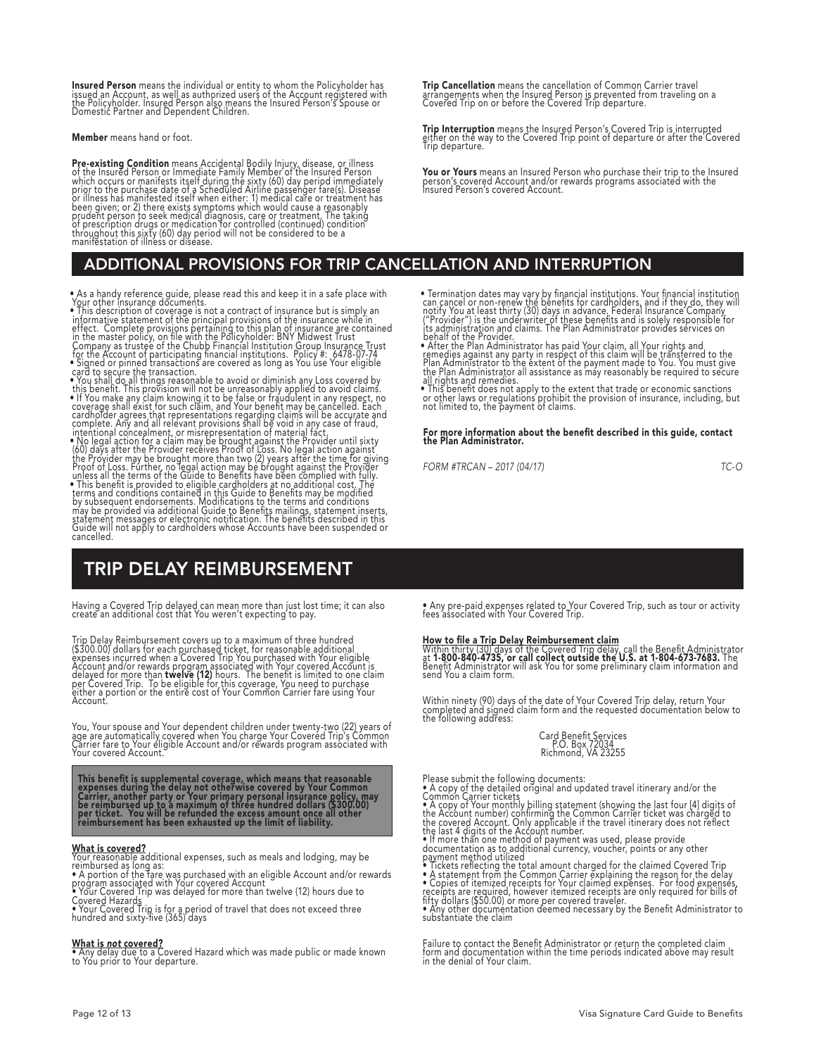**Insured Person** means the individual or entity to whom the Policyholder has issued an Account, as well as authorized users of the Account registered with the Policyholder. Insured Person also means the Insured Person's Spouse or Domestic Partner and Dependent Children.

**Member** means hand or foot.

**Pre-existing Condition** means Accidental Bodily Injury, disease, or illness of the Insured Person or Immediate Family Member of the Insured Person which occurs or manifests itself during the sixty (60) day period immediately prior to the purchase date of a Scheduled Airline passenger fare(s). Disease or illness has manifested itself when either: 1) medical care or treatment has been given; or 2) there exists symptoms which would cause a reasonably prudent person to seek medical diagnosis, care or treatment. The taking of prescription drugs or medication for controlled (continued) condition throughout this sixty (60) day period will not be considered to be a manifestation of illness or disease.

**Trip Cancellation** means the cancellation of Common Carrier travel arrangements when the Insured Person is prevented from traveling on a Covered Trip on or before the Covered Trip departure.

**Trip Interruption** means the Insured Person's Covered Trip is interrupted either on the way to the Covered Trip point of departure or after the Covered Trip departure.

**You or Yours** means an Insured Person who purchase their trip to the Insured person's covered Account and/or rewards programs associated with the Insured Person's covered Account.

## ADDITIONAL PROVISIONS FOR TRIP CANCELLATION AND INTERRUPTION

- As a handy reference guide, please read this and keep it in a safe place with Your other insurance documents.
- This description of coverage is not a contract of insurance but is simply an informative statement of the principal provisions of the insurance while in effect. Complete provisions pertaining to this plan of insurance are contained in the master policy, on file with the Policyholder: BNY Midwest Trust Company as trustee of the Chubb Financial Institution Group Insurance Trust for the Account of participating financial institutions. Policy #: 6478-07-74
- Signed or pinned transactions are covered as long as You use Your eligible card to secure the transaction.
- You shall do all things reasonable to avoid or diminish any Loss covered by this benefit. This provision will not be unreasonably applied to avoid claims.
- If You make any claim knowing it to be false or fraudulent in any respect, no coverage shall exist for such claim, and Your benefit may be cancelled. Each cardholder agrees that representations regarding claims will be accurate and complete. Any and all relevant provisions shall be void in any case of fraud, intentional concealment, or misrepresentation of material fact.
- No legal action for a claim may be brought against the Provider until sixty (60) days after the Provider receives Proof of Loss. No legal action against the Provider may be brought more than two (2) years after the time for giving Proof of Loss. Further, no legal action may be brought against the Provider unless all the terms of the Guide to Benefits have been complied with fully.
- This benefit is provided to eligible cardholders at no additional cost. The terms and conditions contained in this Guide to Benefits may be modified by subsequent endorsements. Modifications to the terms and conditions may be provided via additional Guide to Benefits mailings, statement inserts, statement messages or electronic notification. The benefits described in this Guide will not apply to cardholders whose Accounts have been suspended or cancelled.
- Termination dates may vary by financial institutions. Your financial institution can cancel or non-renew the benefits for cardholders, and if they do, they will notify You at least thirty (30) days in advance. Federal Insurance Company ("Provider") is the underwriter of these benefits and is solely responsible for its administration and claims. The Plan Administrator provides services on behalf of the Provider.
- After the Plan Administrator has paid Your claim, all Your rights and remedies against any party in respect of this claim will be transferred to the Plan Administrator to the extent of the payment made to You. You must give the Plan Administrator all assistance as may reasonably be required to secure all rights and remedies.
- This benefit does not apply to the extent that trade or economic sanctions or other laws or regulations prohibit the provision of insurance, including, but not limited to, the payment of claims.

**For more information about the benefit described in this guide, contact the Plan Administrator.**

*FORM #TRCAN – 2017 (04/17)* *TC-O*

## TRIP DELAY REIMBURSEMENT

Having a Covered Trip delayed can mean more than just lost time; it can also create an additional cost that You weren't expecting to pay.

Trip Delay Reimbursement covers up to a maximum of three hundred ($300.00) dollars for each purchased ticket, for reasonable additional expenses incurred when a Covered Trip You purchased with Your eligible Account and/or rewards program associated with Your covered Account is delayed for more than **twelve (12)** hours. The benefit is limited to one claim per Covered Trip. To be eligible for this coverage, You need to purchase either a portion or the entire cost of Your Common Carrier fare using Your Account.

You, Your spouse and Your dependent children under twenty-two (22) years of age are automatically covered when You charge Your Covered Trip's Common Carrier fare to Your eligible Account and/or rewards program associated with Your covered Account.

**This benefit is supplemental coverage, which means that reasonable expenses during the delay not otherwise covered by Your Common Carrier, another party or Your primary personal insurance policy, may be reimbursed up to a maximum of three hundred dollars ($300.00) per ticket. You will be refunded the excess amount once all other reimbursement has been exhausted up the limit of liability.**

**What is covered?**

Your reasonable additional expenses, such as meals and lodging, may be reimbursed as long as:

- A portion of the fare was purchased with an eligible Account and/or rewards program associated with Your covered Account
- Your Covered Trip was delayed for more than twelve (12) hours due to Covered Hazards
- Your Covered Trip is for a period of travel that does not exceed three hundred and sixty-five (365) days

**What is *not* covered?**

- Any delay due to a Covered Hazard which was made public or made known to You prior to Your departure.
- Any pre-paid expenses related to Your Covered Trip, such as tour or activity fees associated with Your Covered Trip.

**How to file a Trip Delay Reimbursement claim**

Within thirty (30) days of the Covered Trip delay, call the Benefit Administrator at **1-800-840-4735, or call collect outside the U.S. at 1-804-673-7683.** The Benefit Administrator will ask You for some preliminary claim information and send You a claim form.

Within ninety (90) days of the date of Your Covered Trip delay, return Your completed and signed claim form and the requested documentation below to the following address:

Card Benefit Services
P.O. Box 72034
Richmond, VA 23255

Please submit the following documents:

- A copy of the detailed original and updated travel itinerary and/or the Common Carrier tickets
- A copy of Your monthly billing statement (showing the last four [4] digits of the Account number) confirming the Common Carrier ticket was charged to the covered Account. Only applicable if the travel itinerary does not reflect the last 4 digits of the Account number.
- If more than one method of payment was used, please provide documentation as to additional currency, voucher, points or any other payment method utilized
- Tickets reflecting the total amount charged for the claimed Covered Trip
- A statement from the Common Carrier explaining the reason for the delay
- Copies of itemized receipts for Your claimed expenses. For food expenses, receipts are required, however itemized receipts are only required for bills of fifty dollars ($50.00) or more per covered traveler.
- Any other documentation deemed necessary by the Benefit Administrator to substantiate the claim

Failure to contact the Benefit Administrator or return the completed claim form and documentation within the time periods indicated above may result in the denial of Your claim.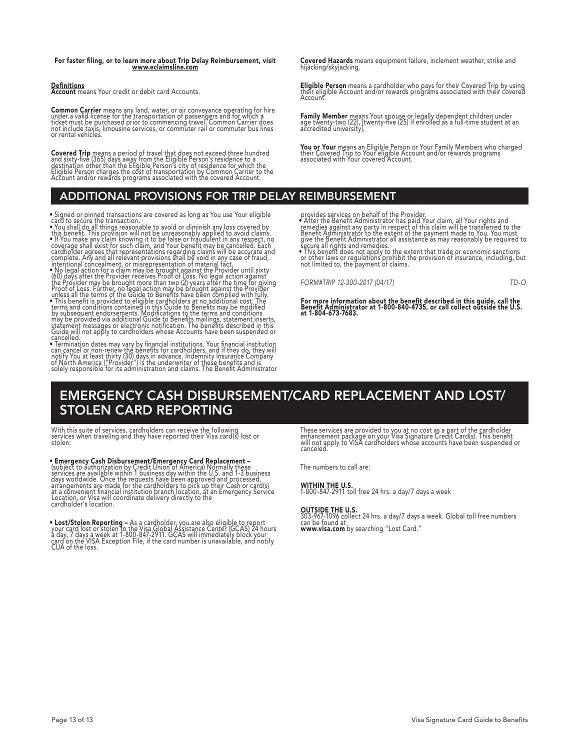**For faster filing, or to learn more about Trip Delay Reimbursement, visit www.eclaimsline.com**

**Definitions**

**Account** means Your credit or debit card Accounts.

**Common Carrier** means any land, water, or air conveyance operating for hire under a valid license for the transportation of passengers and for which a ticket must be purchased prior to commencing travel. Common Carrier does not include taxis, limousine services, or commuter rail or commuter bus lines or rental vehicles.

**Covered Trip** means a period of travel that does not exceed three hundred and sixty-five (365) days away from the Eligible Person's residence to a destination other than the Eligible Person's city of residence for which the Eligible Person charges the cost of transportation by Common Carrier to the Account and/or rewards programs associated with the covered Account.

**Covered Hazards** means equipment failure, inclement weather, strike and hijacking/skyjacking.

**Eligible Person** means a cardholder who pays for their Covered Trip by using their eligible Account and/or rewards programs associated with their covered Account.

**Family Member** means Your spouse or legally dependent children under age twenty-two (22), [twenty-five (25) if enrolled as a full-time student at an accredited university].

**You or Your** means an Eligible Person or Your Family Members who charged their Covered Trip to Your eligible Account and/or rewards programs associated with Your covered Account.

## ADDITIONAL PROVISIONS FOR TRIP DELAY REIMBURSEMENT

- Signed or pinned transactions are covered as long as You use Your eligible card to secure the transaction.
- You shall do all things reasonable to avoid or diminish any loss covered by this benefit. This provision will not be unreasonably applied to avoid claims.
- If You make any claim knowing it to be false or fraudulent in any respect, no coverage shall exist for such claim, and Your benefit may be cancelled. Each cardholder agrees that representations regarding claims will be accurate and complete. Any and all relevant provisions shall be void in any case of fraud, intentional concealment, or misrepresentation of material fact.
- No legal action for a claim may be brought against the Provider until sixty (60) days after the Provider receives Proof of Loss. No legal action against the Provider may be brought more than two (2) years after the time for giving Proof of Loss. Further, no legal action may be brought against the Provider unless all the terms of the Guide to Benefits have been complied with fully.
- This benefit is provided to eligible cardholders at no additional cost. The terms and conditions contained in this Guide to Benefits may be modified by subsequent endorsements. Modifications to the terms and conditions may be provided via additional Guide to Benefits mailings, statement inserts, statement messages or electronic notification. The benefits described in this Guide will not apply to cardholders whose Accounts have been suspended or cancelled.
- Termination dates may vary by financial institutions. Your financial institution can cancel or non-renew the benefits for cardholders, and if they do, they will notify You at least thirty (30) days in advance. Indemnity Insurance Company of North America ("Provider") is the underwriter of these benefits and is solely responsible for its administration and claims. The Benefit Administrator provides services on behalf of the Provider.
- After the Benefit Administrator has paid Your claim, all Your rights and remedies against any party in respect of this claim will be transferred to the Benefit Administrator to the extent of the payment made to You. You must give the Benefit Administrator all assistance as may reasonably be required to secure all rights and remedies.
- This benefit does not apply to the extent that trade or economic sanctions or other laws or regulations prohibit the provision of insurance, including, but not limited to, the payment of claims.

*FORM#TRIP 12-300-2017 (04/17)* TD-O

**For more information about the benefit described in this guide, call the Benefit Administrator at 1-800-840-4735, or call collect outside the U.S. at 1-804-673-7683.**

## EMERGENCY CASH DISBURSEMENT/CARD REPLACEMENT AND LOST/STOLEN CARD REPORTING

With this suite of services, cardholders can receive the following services when traveling and they have reported their Visa card(s) lost or stolen:

- **Emergency Cash Disbursement/Emergency Card Replacement –** (subject to authorization by Credit Union of America) Normally these services are available within 1 business day within the U.S. and 1-3 business days worldwide. Once the requests have been approved and processed, arrangements are made for the cardholders to pick up their Cash or card(s) at a convenient financial institution branch location, at an Emergency Service Location, or Visa will coordinate delivery directly to the cardholder's location.
- **Lost/Stolen Reporting –** As a cardholder, you are also eligible to report your card lost or stolen to the Visa Global Assistance Center (GCAS) 24 hours a day, 7 days a week at 1-800-847-2911. GCAS will immediately block your card on the VISA Exception File, if the card number is unavailable, and notify CUA of the loss.

These services are provided to you at no cost as a part of the cardholder enhancement package on your Visa Signature Credit Card(s). This benefit will not apply to VISA cardholders whose accounts have been suspended or canceled.

The numbers to call are:

**WITHIN THE U.S.**
1-800-847-2911 toll free 24 hrs. a day/7 days a week

**OUTSIDE THE U.S.**
303-967-1096 collect 24 hrs. a day/7 days a week. Global toll free numbers can be found at **www.visa.com** by searching "Lost Card."